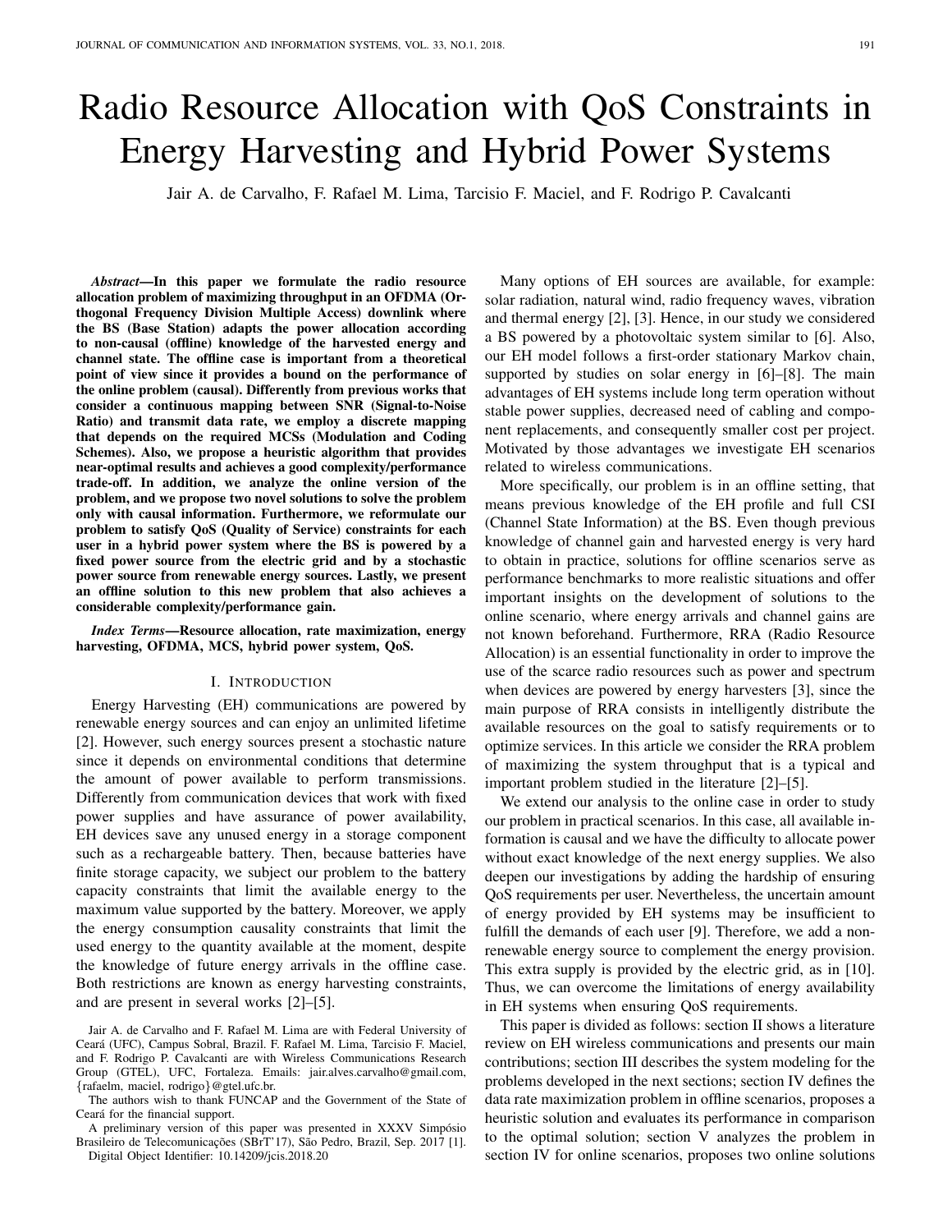# Radio Resource Allocation with QoS Constraints in Energy Harvesting and Hybrid Power Systems

Jair A. de Carvalho, F. Rafael M. Lima, Tarcisio F. Maciel, and F. Rodrigo P. Cavalcanti

***Abstract*—In this paper we formulate the radio resource allocation problem of maximizing throughput in an OFDMA (Orthogonal Frequency Division Multiple Access) downlink where the BS (Base Station) adapts the power allocation according to non-causal (offline) knowledge of the harvested energy and channel state. The offline case is important from a theoretical point of view since it provides a bound on the performance of the online problem (causal). Differently from previous works that consider a continuous mapping between SNR (Signal-to-Noise Ratio) and transmit data rate, we employ a discrete mapping that depends on the required MCSs (Modulation and Coding Schemes). Also, we propose a heuristic algorithm that provides near-optimal results and achieves a good complexity/performance trade-off. In addition, we analyze the online version of the problem, and we propose two novel solutions to solve the problem only with causal information. Furthermore, we reformulate our problem to satisfy QoS (Quality of Service) constraints for each user in a hybrid power system where the BS is powered by a fixed power source from the electric grid and by a stochastic power source from renewable energy sources. Lastly, we present an offline solution to this new problem that also achieves a considerable complexity/performance gain.**

***Index Terms*—Resource allocation, rate maximization, energy harvesting, OFDMA, MCS, hybrid power system, QoS.**

## I. Introduction

Energy Harvesting (EH) communications are powered by renewable energy sources and can enjoy an unlimited lifetime [2]. However, such energy sources present a stochastic nature since it depends on environmental conditions that determine the amount of power available to perform transmissions. Differently from communication devices that work with fixed power supplies and have assurance of power availability, EH devices save any unused energy in a storage component such as a rechargeable battery. Then, because batteries have finite storage capacity, we subject our problem to the battery capacity constraints that limit the available energy to the maximum value supported by the battery. Moreover, we apply the energy consumption causality constraints that limit the used energy to the quantity available at the moment, despite the knowledge of future energy arrivals in the offline case. Both restrictions are known as energy harvesting constraints, and are present in several works [2]–[5].

Many options of EH sources are available, for example: solar radiation, natural wind, radio frequency waves, vibration and thermal energy [2], [3]. Hence, in our study we considered a BS powered by a photovoltaic system similar to [6]. Also, our EH model follows a first-order stationary Markov chain, supported by studies on solar energy in [6]–[8]. The main advantages of EH systems include long term operation without stable power supplies, decreased need of cabling and component replacements, and consequently smaller cost per project. Motivated by those advantages we investigate EH scenarios related to wireless communications.

More specifically, our problem is in an offline setting, that means previous knowledge of the EH profile and full CSI (Channel State Information) at the BS. Even though previous knowledge of channel gain and harvested energy is very hard to obtain in practice, solutions for offline scenarios serve as performance benchmarks to more realistic situations and offer important insights on the development of solutions to the online scenario, where energy arrivals and channel gains are not known beforehand. Furthermore, RRA (Radio Resource Allocation) is an essential functionality in order to improve the use of the scarce radio resources such as power and spectrum when devices are powered by energy harvesters [3], since the main purpose of RRA consists in intelligently distribute the available resources on the goal to satisfy requirements or to optimize services. In this article we consider the RRA problem of maximizing the system throughput that is a typical and important problem studied in the literature [2]–[5].

We extend our analysis to the online case in order to study our problem in practical scenarios. In this case, all available information is causal and we have the difficulty to allocate power without exact knowledge of the next energy supplies. We also deepen our investigations by adding the hardship of ensuring QoS requirements per user. Nevertheless, the uncertain amount of energy provided by EH systems may be insufficient to fulfill the demands of each user [9]. Therefore, we add a non-renewable energy source to complement the energy provision. This extra supply is provided by the electric grid, as in [10]. Thus, we can overcome the limitations of energy availability in EH systems when ensuring QoS requirements.

This paper is divided as follows: section II shows a literature review on EH wireless communications and presents our main contributions; section III describes the system modeling for the problems developed in the next sections; section IV defines the data rate maximization problem in offline scenarios, proposes a heuristic solution and evaluates its performance in comparison to the optimal solution; section V analyzes the problem in section IV for online scenarios, proposes two online solutions

Jair A. de Carvalho and F. Rafael M. Lima are with Federal University of Ceará (UFC), Campus Sobral, Brazil. F. Rafael M. Lima, Tarcisio F. Maciel, and F. Rodrigo P. Cavalcanti are with Wireless Communications Research Group (GTEL), UFC, Fortaleza. Emails: jair.alves.carvalho@gmail.com, {rafaelm, maciel, rodrigo}@gtel.ufc.br.

The authors wish to thank FUNCAP and the Government of the State of Ceará for the financial support.

A preliminary version of this paper was presented in XXXV Simpósio Brasileiro de Telecomunicações (SBrT'17), São Pedro, Brazil, Sep. 2017 [1].

Digital Object Identifier: 10.14209/jcis.2018.20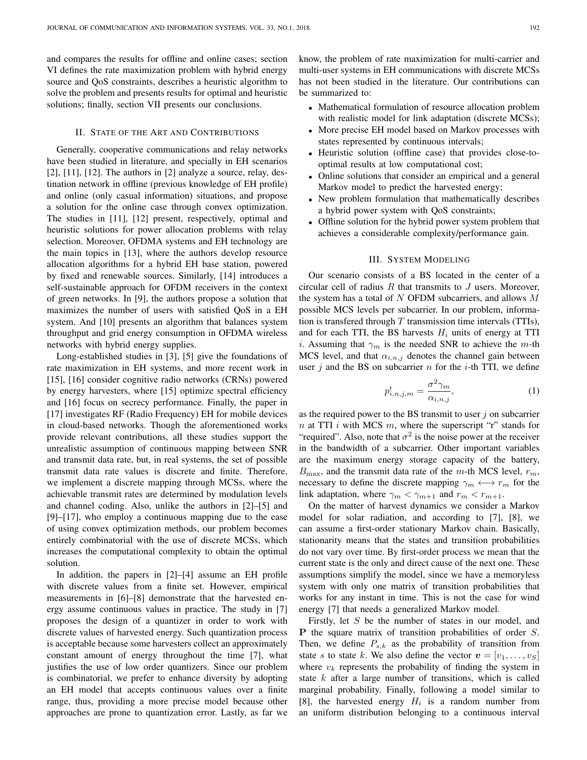and compares the results for offline and online cases; section VI defines the rate maximization problem with hybrid energy source and QoS constraints, describes a heuristic algorithm to solve the problem and presents results for optimal and heuristic solutions; finally, section VII presents our conclusions.

## II. State of the Art and Contributions

Generally, cooperative communications and relay networks have been studied in literature, and specially in EH scenarios [2], [11], [12]. The authors in [2] analyze a source, relay, destination network in offline (previous knowledge of EH profile) and online (only casual information) situations, and propose a solution for the online case through convex optimization. The studies in [11], [12] present, respectively, optimal and heuristic solutions for power allocation problems with relay selection. Moreover, OFDMA systems and EH technology are the main topics in [13], where the authors develop resource allocation algorithms for a hybrid EH base station, powered by fixed and renewable sources. Similarly, [14] introduces a self-sustainable approach for OFDM receivers in the context of green networks. In [9], the authors propose a solution that maximizes the number of users with satisfied QoS in a EH system. And [10] presents an algorithm that balances system throughput and grid energy consumption in OFDMA wireless networks with hybrid energy supplies.

Long-established studies in [3], [5] give the foundations of rate maximization in EH systems, and more recent work in [15], [16] consider cognitive radio networks (CRNs) powered by energy harvesters, where [15] optimize spectral efficiency and [16] focus on secrecy performance. Finally, the paper in [17] investigates RF (Radio Frequency) EH for mobile devices in cloud-based networks. Though the aforementioned works provide relevant contributions, all these studies support the unrealistic assumption of continuous mapping between SNR and transmit data rate, but, in real systems, the set of possible transmit data rate values is discrete and finite. Therefore, we implement a discrete mapping through MCSs, where the achievable transmit rates are determined by modulation levels and channel coding. Also, unlike the authors in [2]–[5] and [9]–[17], who employ a continuous mapping due to the ease of using convex optimization methods, our problem becomes entirely combinatorial with the use of discrete MCSs, which increases the computational complexity to obtain the optimal solution.

In addition, the papers in [2]–[4] assume an EH profile with discrete values from a finite set. However, empirical measurements in [6]–[8] demonstrate that the harvested energy assume continuous values in practice. The study in [7] proposes the design of a quantizer in order to work with discrete values of harvested energy. Such quantization process is acceptable because some harvesters collect an approximately constant amount of energy throughout the time [7], what justifies the use of low order quantizers. Since our problem is combinatorial, we prefer to enhance diversity by adopting an EH model that accepts continuous values over a finite range, thus, providing a more precise model because other approaches are prone to quantization error. Lastly, as far we know, the problem of rate maximization for multi-carrier and multi-user systems in EH communications with discrete MCSs has not been studied in the literature. Our contributions can be summarized to:

- Mathematical formulation of resource allocation problem with realistic model for link adaptation (discrete MCSs);
- More precise EH model based on Markov processes with states represented by continuous intervals;
- Heuristic solution (offline case) that provides close-to-optimal results at low computational cost;
- Online solutions that consider an empirical and a general Markov model to predict the harvested energy;
- New problem formulation that mathematically describes a hybrid power system with QoS constraints;
- Offline solution for the hybrid power system problem that achieves a considerable complexity/performance gain.

## III. System Modeling

Our scenario consists of a BS located in the center of a circular cell of radius $R$ that transmits to $J$ users. Moreover, the system has a total of $N$ OFDM subcarriers, and allows $M$ possible MCS levels per subcarrier. In our problem, information is transfered through $T$ transmission time intervals (TTIs), and for each TTI, the BS harvests $H_i$ units of energy at TTI $i$. Assuming that $\gamma_m$ is the needed SNR to achieve the $m$-th MCS level, and that $\alpha_{i,n,j}$ denotes the channel gain between user $j$ and the BS on subcarrier $n$ for the $i$-th TTI, we define

$$p^{\mathrm{r}}_{i,n,j,m} = \frac{\sigma^2 \gamma_m}{\alpha_{i,n,j}}, \tag{1}$$

as the required power to the BS transmit to user $j$ on subcarrier $n$ at TTI $i$ with MCS $m$, where the superscript "r" stands for "required". Also, note that $\sigma^2$ is the noise power at the receiver in the bandwidth of a subcarrier. Other important variables are the maximum energy storage capacity of the battery, $B_{\max}$, and the transmit data rate of the $m$-th MCS level, $r_m$, necessary to define the discrete mapping $\gamma_m \longleftrightarrow r_m$ for the link adaptation, where $\gamma_m < \gamma_{m+1}$ and $r_m < r_{m+1}$.

On the matter of harvest dynamics we consider a Markov model for solar radiation, and according to [7], [8], we can assume a first-order stationary Markov chain. Basically, stationarity means that the states and transition probabilities do not vary over time. By first-order process we mean that the current state is the only and direct cause of the next one. These assumptions simplify the model, since we have a memoryless system with only one matrix of transition probabilities that works for any instant in time. This is not the case for wind energy [7] that needs a generalized Markov model.

Firstly, let $S$ be the number of states in our model, and $\mathbf{P}$ the square matrix of transition probabilities of order $S$. Then, we define $P_{s,k}$ as the probability of transition from state $s$ to state $k$. We also define the vector $\boldsymbol{v} = [v_1, \ldots, v_S]$ where $v_k$ represents the probability of finding the system in state $k$ after a large number of transitions, which is called marginal probability. Finally, following a model similar to [8], the harvested energy $H_i$ is a random number from an uniform distribution belonging to a continuous interval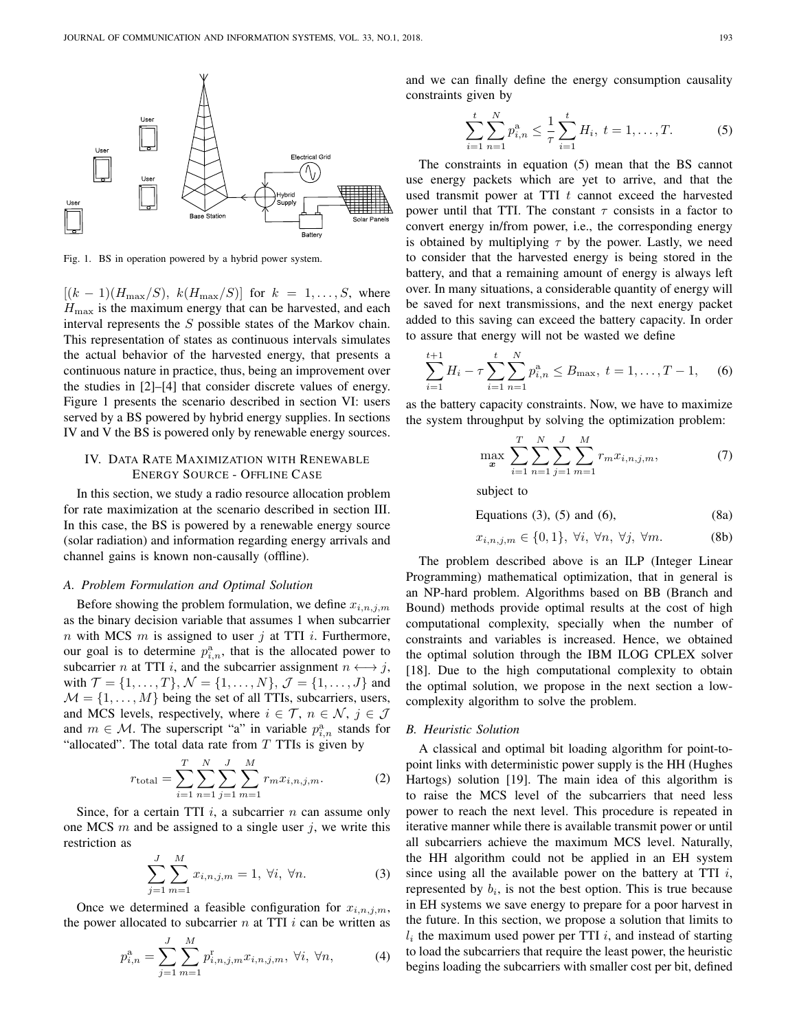Fig. 1. BS in operation powered by a hybrid power system.

$[(k-1)(H_{\max}/S),\ k(H_{\max}/S)]$ for $k = 1, \ldots, S$, where $H_{\max}$ is the maximum energy that can be harvested, and each interval represents the $S$ possible states of the Markov chain. This representation of states as continuous intervals simulates the actual behavior of the harvested energy, that presents a continuous nature in practice, thus, being an improvement over the studies in [2]–[4] that consider discrete values of energy. Figure 1 presents the scenario described in section VI: users served by a BS powered by hybrid energy supplies. In sections IV and V the BS is powered only by renewable energy sources.

## IV. Data Rate Maximization with Renewable Energy Source - Offline Case

In this section, we study a radio resource allocation problem for rate maximization at the scenario described in section III. In this case, the BS is powered by a renewable energy source (solar radiation) and information regarding energy arrivals and channel gains is known non-causally (offline).

### A. Problem Formulation and Optimal Solution

Before showing the problem formulation, we define $x_{i,n,j,m}$ as the binary decision variable that assumes 1 when subcarrier $n$ with MCS $m$ is assigned to user $j$ at TTI $i$. Furthermore, our goal is to determine $p^{\mathrm{a}}_{i,n}$, that is the allocated power to subcarrier $n$ at TTI $i$, and the subcarrier assignment $n \longleftrightarrow j$, with $\mathcal{T} = \{1, \ldots, T\}$, $\mathcal{N} = \{1, \ldots, N\}$, $\mathcal{J} = \{1, \ldots, J\}$ and $\mathcal{M} = \{1, \ldots, M\}$ being the set of all TTIs, subcarriers, users, and MCS levels, respectively, where $i \in \mathcal{T}$, $n \in \mathcal{N}$, $j \in \mathcal{J}$ and $m \in \mathcal{M}$. The superscript "a" in variable $p^{\mathrm{a}}_{i,n}$ stands for "allocated". The total data rate from $T$ TTIs is given by

$$r_{\text{total}} = \sum_{i=1}^{T} \sum_{n=1}^{N} \sum_{j=1}^{J} \sum_{m=1}^{M} r_m x_{i,n,j,m}. \tag{2}$$

Since, for a certain TTI $i$, a subcarrier $n$ can assume only one MCS $m$ and be assigned to a single user $j$, we write this restriction as

$$\sum_{j=1}^{J} \sum_{m=1}^{M} x_{i,n,j,m} = 1,\ \forall i,\ \forall n. \tag{3}$$

Once we determined a feasible configuration for $x_{i,n,j,m}$, the power allocated to subcarrier $n$ at TTI $i$ can be written as

$$p^{\mathrm{a}}_{i,n} = \sum_{j=1}^{J} \sum_{m=1}^{M} p^{\mathrm{r}}_{i,n,j,m} x_{i,n,j,m},\ \forall i,\ \forall n, \tag{4}$$

and we can finally define the energy consumption causality constraints given by

$$\sum_{i=1}^{t} \sum_{n=1}^{N} p^{\mathrm{a}}_{i,n} \leq \frac{1}{\tau} \sum_{i=1}^{t} H_i,\ t = 1, \ldots, T. \tag{5}$$

The constraints in equation (5) mean that the BS cannot use energy packets which are yet to arrive, and that the used transmit power at TTI $t$ cannot exceed the harvested power until that TTI. The constant $\tau$ consists in a factor to convert energy in/from power, i.e., the corresponding energy is obtained by multiplying $\tau$ by the power. Lastly, we need to consider that the harvested energy is being stored in the battery, and that a remaining amount of energy is always left over. In many situations, a considerable quantity of energy will be saved for next transmissions, and the next energy packet added to this saving can exceed the battery capacity. In order to assure that energy will not be wasted we define

$$\sum_{i=1}^{t+1} H_i - \tau \sum_{i=1}^{t} \sum_{n=1}^{N} p^{\mathrm{a}}_{i,n} \leq B_{\max},\ t = 1, \ldots, T-1, \tag{6}$$

as the battery capacity constraints. Now, we have to maximize the system throughput by solving the optimization problem:

$$\max_{\boldsymbol{x}} \sum_{i=1}^{T} \sum_{n=1}^{N} \sum_{j=1}^{J} \sum_{m=1}^{M} r_m x_{i,n,j,m}, \tag{7}$$

subject to

$$\text{Equations (3), (5) and (6),} \tag{8a}$$

$$x_{i,n,j,m} \in \{0, 1\},\ \forall i,\ \forall n,\ \forall j,\ \forall m. \tag{8b}$$

The problem described above is an ILP (Integer Linear Programming) mathematical optimization, that in general is an NP-hard problem. Algorithms based on BB (Branch and Bound) methods provide optimal results at the cost of high computational complexity, specially when the number of constraints and variables is increased. Hence, we obtained the optimal solution through the IBM ILOG CPLEX solver [18]. Due to the high computational complexity to obtain the optimal solution, we propose in the next section a low-complexity algorithm to solve the problem.

### B. Heuristic Solution

A classical and optimal bit loading algorithm for point-to-point links with deterministic power supply is the HH (Hughes Hartogs) solution [19]. The main idea of this algorithm is to raise the MCS level of the subcarriers that need less power to reach the next level. This procedure is repeated in iterative manner while there is available transmit power or until all subcarriers achieve the maximum MCS level. Naturally, the HH algorithm could not be applied in an EH system since using all the available power on the battery at TTI $i$, represented by $b_i$, is not the best option. This is true because in EH systems we save energy to prepare for a poor harvest in the future. In this section, we propose a solution that limits to $l_i$ the maximum used power per TTI $i$, and instead of starting to load the subcarriers that require the least power, the heuristic begins loading the subcarriers with smaller cost per bit, defined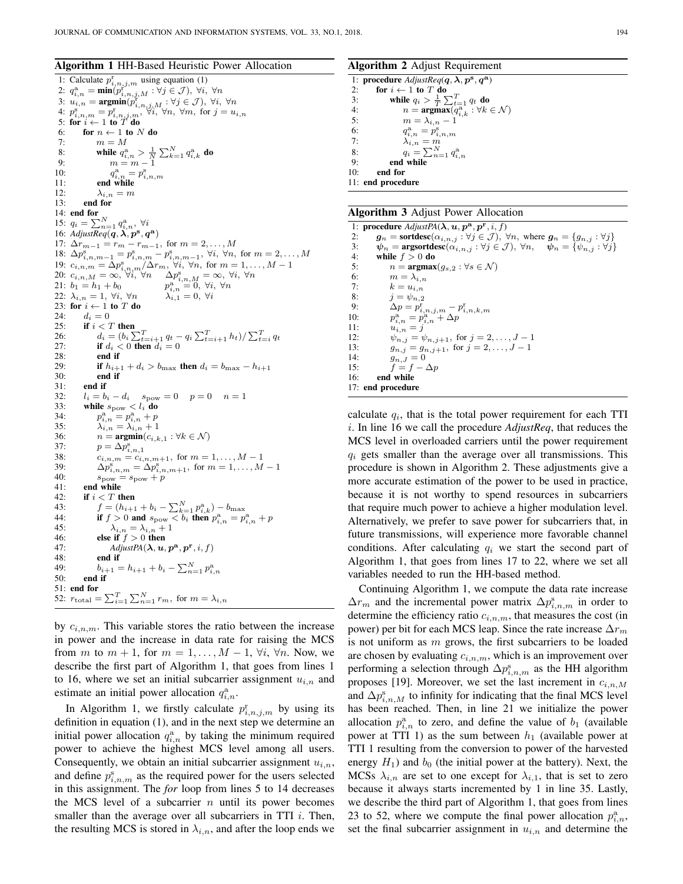**Algorithm 1** HH-Based Heuristic Power Allocation

```
1: Calculate p^r_{i,n,j,m} using equation (1)
2: q^a_{i,n} = min(p^r_{i,n,j,M} : ∀j ∈ J), ∀i, ∀n
3: u_{i,n} = argmin(p^r_{i,n,j,M} : ∀j ∈ J), ∀i, ∀n
4: p^s_{i,n,m} = p^r_{i,n,j,m}, ∀i, ∀n, ∀m, for j = u_{i,n}
5: for i ← 1 to T do
6:     for n ← 1 to N do
7:         m = M
8:         while q^a_{i,n} > (1/N) Σ_{k=1}^{N} q^a_{i,k} do
9:             m = m − 1
10:            q^a_{i,n} = p^s_{i,n,m}
11:        end while
12:        λ_{i,n} = m
13:    end for
14: end for
15: q_i = Σ_{n=1}^{N} q^a_{i,n}, ∀i
16: AdjustReq(q, λ, p^s, q^a)
17: Δr_{m−1} = r_m − r_{m−1}, for m = 2,...,M
18: Δp^s_{i,n,m−1} = p^s_{i,n,m} − p^s_{i,n,m−1}, ∀i, ∀n, for m = 2,...,M
19: c_{i,n,m} = Δp^s_{i,n,m}/Δr_m, ∀i, ∀n, for m = 1,...,M − 1
20: c_{i,n,M} = ∞, ∀i, ∀n      Δp^s_{i,n,M} = ∞, ∀i, ∀n
21: b_1 = h_1 + b_0            p^a_{i,n} = 0, ∀i, ∀n
22: λ_{i,n} = 1, ∀i, ∀n        λ_{i,1} = 0, ∀i
23: for i ← 1 to T do
24:     d_i = 0
25:     if i < T then
26:         d_i = (b_i Σ_{t=i+1}^{T} q_t − q_i Σ_{t=i+1}^{T} h_t)/Σ_{t=i}^{T} q_t
27:         if d_i < 0 then d_i = 0
28:         end if
29:         if h_{i+1} + d_i > b_max then d_i = b_max − h_{i+1}
30:         end if
31:     end if
32:     l_i = b_i − d_i     s_pow = 0     p = 0     n = 1
33:     while s_pow < l_i do
34:         p^a_{i,n} = p^a_{i,n} + p
35:         λ_{i,n} = λ_{i,n} + 1
36:         n = argmin(c_{i,k,1} : ∀k ∈ N)
37:         p = Δp^s_{i,n,1}
38:         c_{i,n,m} = c_{i,n,m+1}, for m = 1,...,M − 1
39:         Δp^s_{i,n,m} = Δp^s_{i,n,m+1}, for m = 1,...,M − 1
40:         s_pow = s_pow + p
41:     end while
42:     if i < T then
43:         f = (h_{i+1} + b_i − Σ_{k=1}^{N} p^a_{i,k}) − b_max
44:         if f > 0 and s_pow < b_i then p^a_{i,n} = p^a_{i,n} + p
45:             λ_{i,n} = λ_{i,n} + 1
46:         else if f > 0 then
47:             AdjustPA(λ, u, p^a, p^r, i, f)
48:         end if
49:         b_{i+1} = h_{i+1} + b_i − Σ_{n=1}^{N} p^a_{i,n}
50:     end if
51: end for
52: r_total = Σ_{i=1}^{T} Σ_{n=1}^{N} r_m, for m = λ_{i,n}
```

**Algorithm 2** Adjust Requirement

```
1: procedure AdjustReq(q, λ, p^s, q^a)
2:     for i ← 1 to T do
3:         while q_i > (1/T) Σ_{t=1}^{T} q_t do
4:             n = argmax(q^a_{i,k} : ∀k ∈ N)
5:             m = λ_{i,n} − 1
6:             q^a_{i,n} = p^s_{i,n,m}
7:             λ_{i,n} = m
8:             q_i = Σ_{n=1}^{N} q^a_{i,n}
9:         end while
10:    end for
11: end procedure
```

**Algorithm 3** Adjust Power Allocation

```
1: procedure AdjustPA(λ, u, p^a, p^r, i, f)
2:     g_n = sortdesc(α_{i,n,j} : ∀j ∈ J), ∀n, where g_n = {g_{n,j} : ∀j}
3:     ψ_n = argsortdesc(α_{i,n,j} : ∀j ∈ J), ∀n,    ψ_n = {ψ_{n,j} : ∀j}
4:     while f > 0 do
5:         n = argmax(g_{s,2} : ∀s ∈ N)
6:         m = λ_{i,n}
7:         k = u_{i,n}
8:         j = ψ_{n,2}
9:         Δp = p^r_{i,n,j,m} − p^r_{i,n,k,m}
10:        p^a_{i,n} = p^a_{i,n} + Δp
11:        u_{i,n} = j
12:        ψ_{n,j} = ψ_{n,j+1}, for j = 2,...,J − 1
13:        g_{n,j} = g_{n,j+1}, for j = 2,...,J − 1
14:        g_{n,J} = 0
15:        f = f − Δp
16:    end while
17: end procedure
```

by $c_{i,n,m}$. This variable stores the ratio between the increase in power and the increase in data rate for raising the MCS from $m$ to $m+1$, for $m = 1, \ldots, M-1$, $\forall i$, $\forall n$. Now, we describe the first part of Algorithm 1, that goes from lines 1 to 16, where we set an initial subcarrier assignment $u_{i,n}$ and estimate an initial power allocation $q^{\mathrm{a}}_{i,n}$.

In Algorithm 1, we firstly calculate $p^{\mathrm{r}}_{i,n,j,m}$ by using its definition in equation (1), and in the next step we determine an initial power allocation $q^{\mathrm{a}}_{i,n}$ by taking the minimum required power to achieve the highest MCS level among all users. Consequently, we obtain an initial subcarrier assignment $u_{i,n}$, and define $p^{\mathrm{s}}_{i,n,m}$ as the required power for the users selected in this assignment. The *for* loop from lines 5 to 14 decreases the MCS level of a subcarrier $n$ until its power becomes smaller than the average over all subcarriers in TTI $i$. Then, the resulting MCS is stored in $\lambda_{i,n}$, and after the loop ends we calculate $q_i$, that is the total power requirement for each TTI $i$. In line 16 we call the procedure *AdjustReq*, that reduces the MCS level in overloaded carriers until the power requirement $q_i$ gets smaller than the average over all transmissions. This procedure is shown in Algorithm 2. These adjustments give a more accurate estimation of the power to be used in practice, because it is not worthy to spend resources in subcarriers that require much power to achieve a higher modulation level. Alternatively, we prefer to save power for subcarriers that, in future transmissions, will experience more favorable channel conditions. After calculating $q_i$ we start the second part of Algorithm 1, that goes from lines 17 to 22, where we set all variables needed to run the HH-based method.

Continuing Algorithm 1, we compute the data rate increase $\Delta r_m$ and the incremental power matrix $\Delta p^{\mathrm{s}}_{i,n,m}$ in order to determine the efficiency ratio $c_{i,n,m}$, that measures the cost (in power) per bit for each MCS leap. Since the rate increase $\Delta r_m$ is not uniform as $m$ grows, the first subcarriers to be loaded are chosen by evaluating $c_{i,n,m}$, which is an improvement over performing a selection through $\Delta p^{\mathrm{s}}_{i,n,m}$ as the HH algorithm proposes [19]. Moreover, we set the last increment in $c_{i,n,M}$ and $\Delta p^{\mathrm{s}}_{i,n,M}$ to infinity for indicating that the final MCS level has been reached. Then, in line 21 we initialize the power allocation $p^{\mathrm{a}}_{i,n}$ to zero, and define the value of $b_1$ (available power at TTI 1) as the sum between $h_1$ (available power at TTI 1 resulting from the conversion to power of the harvested energy $H_1$) and $b_0$ (the initial power at the battery). Next, the MCSs $\lambda_{i,n}$ are set to one except for $\lambda_{i,1}$, that is set to zero because it always starts incremented by 1 in line 35. Lastly, we describe the third part of Algorithm 1, that goes from lines 23 to 52, where we compute the final power allocation $p^{\mathrm{a}}_{i,n}$, set the final subcarrier assignment in $u_{i,n}$ and determine the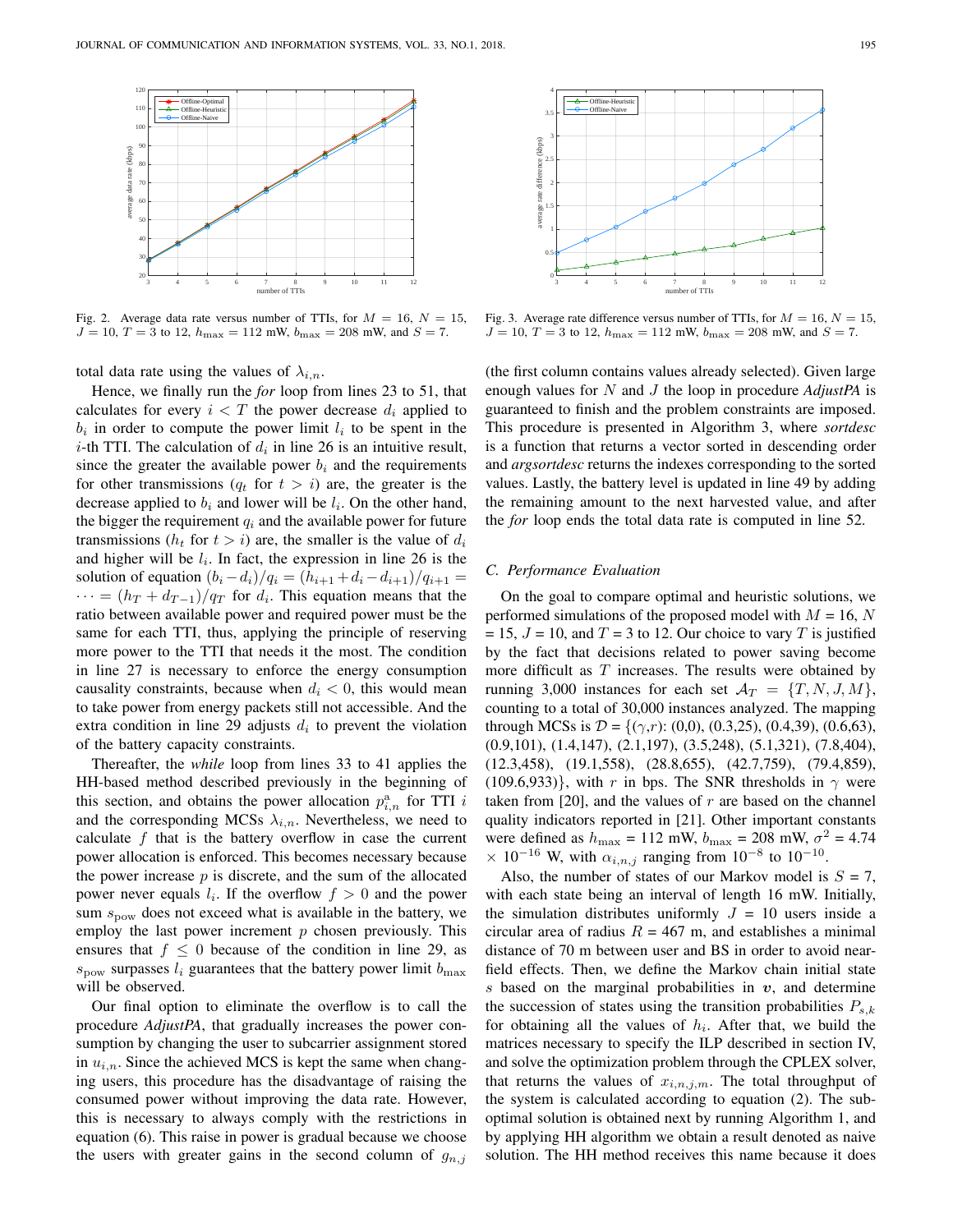Fig. 2. Average data rate versus number of TTIs, for $M = 16$, $N = 15$, $J = 10$, $T = 3$ to 12, $h_{\max} = 112$ mW, $b_{\max} = 208$ mW, and $S = 7$.

Fig. 3. Average rate difference versus number of TTIs, for $M = 16$, $N = 15$, $J = 10$, $T = 3$ to 12, $h_{\max} = 112$ mW, $b_{\max} = 208$ mW, and $S = 7$.

total data rate using the values of $\lambda_{i,n}$.

Hence, we finally run the *for* loop from lines 23 to 51, that calculates for every $i < T$ the power decrease $d_i$ applied to $b_i$ in order to compute the power limit $l_i$ to be spent in the $i$-th TTI. The calculation of $d_i$ in line 26 is an intuitive result, since the greater the available power $b_i$ and the requirements for other transmissions ($q_t$ for $t > i$) are, the greater is the decrease applied to $b_i$ and lower will be $l_i$. On the other hand, the bigger the requirement $q_i$ and the available power for future transmissions ($h_t$ for $t > i$) are, the smaller is the value of $d_i$ and higher will be $l_i$. In fact, the expression in line 26 is the solution of equation $(b_i - d_i)/q_i = (h_{i+1} + d_i - d_{i+1})/q_{i+1} = \cdots = (h_T + d_{T-1})/q_T$ for $d_i$. This equation means that the ratio between available power and required power must be the same for each TTI, thus, applying the principle of reserving more power to the TTI that needs it the most. The condition in line 27 is necessary to enforce the energy consumption causality constraints, because when $d_i < 0$, this would mean to take power from energy packets still not accessible. And the extra condition in line 29 adjusts $d_i$ to prevent the violation of the battery capacity constraints.

Thereafter, the *while* loop from lines 33 to 41 applies the HH-based method described previously in the beginning of this section, and obtains the power allocation $p^{\text{a}}_{i,n}$ for TTI $i$ and the corresponding MCSs $\lambda_{i,n}$. Nevertheless, we need to calculate $f$ that is the battery overflow in case the current power allocation is enforced. This becomes necessary because the power increase $p$ is discrete, and the sum of the allocated power never equals $l_i$. If the overflow $f > 0$ and the power sum $s_{\text{pow}}$ does not exceed what is available in the battery, we employ the last power increment $p$ chosen previously. This ensures that $f \leq 0$ because of the condition in line 29, as $s_{\text{pow}}$ surpasses $l_i$ guarantees that the battery power limit $b_{\max}$ will be observed.

Our final option to eliminate the overflow is to call the procedure *AdjustPA*, that gradually increases the power consumption by changing the user to subcarrier assignment stored in $u_{i,n}$. Since the achieved MCS is kept the same when changing users, this procedure has the disadvantage of raising the consumed power without improving the data rate. However, this is necessary to always comply with the restrictions in equation (6). This raise in power is gradual because we choose the users with greater gains in the second column of $g_{n,j}$ (the first column contains values already selected). Given large enough values for $N$ and $J$ the loop in procedure *AdjustPA* is guaranteed to finish and the problem constraints are imposed. This procedure is presented in Algorithm 3, where *sortdesc* is a function that returns a vector sorted in descending order and *argsortdesc* returns the indexes corresponding to the sorted values. Lastly, the battery level is updated in line 49 by adding the remaining amount to the next harvested value, and after the *for* loop ends the total data rate is computed in line 52.

### C. Performance Evaluation

On the goal to compare optimal and heuristic solutions, we performed simulations of the proposed model with $M$ = 16, $N$ = 15, $J$ = 10, and $T$ = 3 to 12. Our choice to vary $T$ is justified by the fact that decisions related to power saving become more difficult as $T$ increases. The results were obtained by running 3,000 instances for each set $\mathcal{A}_T = \{T, N, J, M\}$, counting to a total of 30,000 instances analyzed. The mapping through MCSs is $\mathcal{D} = \{(\gamma,r)$: (0,0), (0.3,25), (0.4,39), (0.6,63), (0.9,101), (1.4,147), (2.1,197), (3.5,248), (5.1,321), (7.8,404), (12.3,458), (19.1,558), (28.8,655), (42.7,759), (79.4,859), (109.6,933)$\}$, with $r$ in bps. The SNR thresholds in $\gamma$ were taken from [20], and the values of $r$ are based on the channel quality indicators reported in [21]. Other important constants were defined as $h_{\max}$ = 112 mW, $b_{\max}$ = 208 mW, $\sigma^2$ = 4.74 $\times$ $10^{-16}$ W, with $\alpha_{i,n,j}$ ranging from $10^{-8}$ to $10^{-10}$.

Also, the number of states of our Markov model is $S$ = 7, with each state being an interval of length 16 mW. Initially, the simulation distributes uniformly $J$ = 10 users inside a circular area of radius $R$ = 467 m, and establishes a minimal distance of 70 m between user and BS in order to avoid near-field effects. Then, we define the Markov chain initial state $s$ based on the marginal probabilities in $\boldsymbol{v}$, and determine the succession of states using the transition probabilities $P_{s,k}$ for obtaining all the values of $h_i$. After that, we build the matrices necessary to specify the ILP described in section IV, and solve the optimization problem through the CPLEX solver, that returns the values of $x_{i,n,j,m}$. The total throughput of the system is calculated according to equation (2). The sub-optimal solution is obtained next by running Algorithm 1, and by applying HH algorithm we obtain a result denoted as naive solution. The HH method receives this name because it does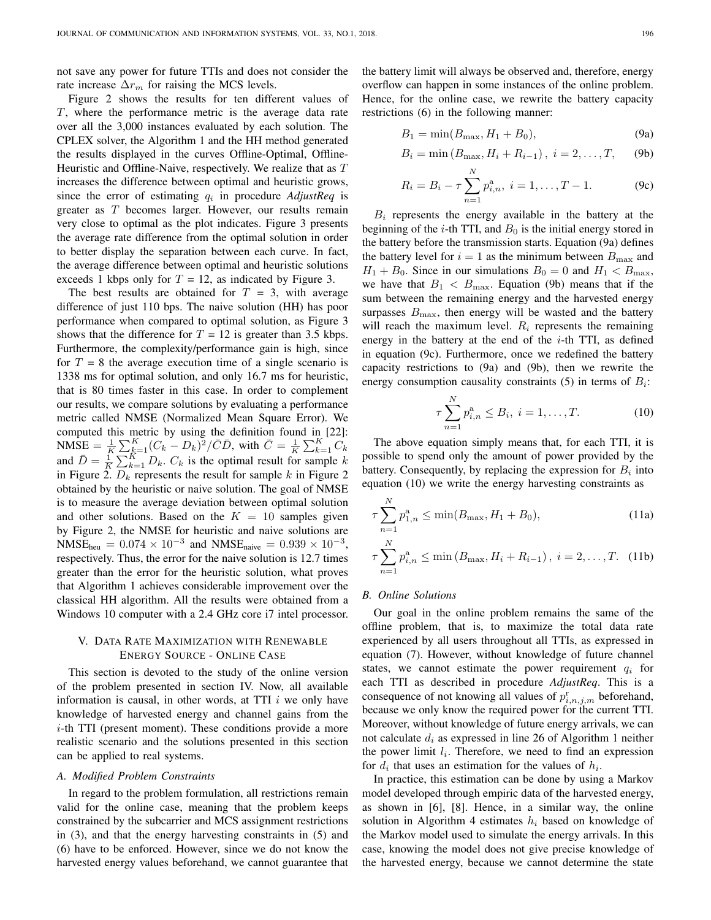not save any power for future TTIs and does not consider the rate increase $\Delta r_m$ for raising the MCS levels.

Figure 2 shows the results for ten different values of $T$, where the performance metric is the average data rate over all the 3,000 instances evaluated by each solution. The CPLEX solver, the Algorithm 1 and the HH method generated the results displayed in the curves Offline-Optimal, Offline-Heuristic and Offline-Naive, respectively. We realize that as $T$ increases the difference between optimal and heuristic grows, since the error of estimating $q_i$ in procedure *AdjustReq* is greater as $T$ becomes larger. However, our results remain very close to optimal as the plot indicates. Figure 3 presents the average rate difference from the optimal solution in order to better display the separation between each curve. In fact, the average difference between optimal and heuristic solutions exceeds 1 kbps only for $T$ = 12, as indicated by Figure 3.

The best results are obtained for $T$ = 3, with average difference of just 110 bps. The naive solution (HH) has poor performance when compared to optimal solution, as Figure 3 shows that the difference for $T$ = 12 is greater than 3.5 kbps. Furthermore, the complexity/performance gain is high, since for $T$ = 8 the average execution time of a single scenario is 1338 ms for optimal solution, and only 16.7 ms for heuristic, that is 80 times faster in this case. In order to complement our results, we compare solutions by evaluating a performance metric called NMSE (Normalized Mean Square Error). We computed this metric by using the definition found in [22]: $\text{NMSE} = \frac{1}{K}\sum_{k=1}^{K}(C_k - D_k)^2/\bar{C}\bar{D}$, with $\bar{C} = \frac{1}{K}\sum_{k=1}^{K} C_k$ and $\bar{D} = \frac{1}{K}\sum_{k=1}^{K} D_k$. $C_k$ is the optimal result for sample $k$ in Figure 2. $D_k$ represents the result for sample $k$ in Figure 2 obtained by the heuristic or naive solution. The goal of NMSE is to measure the average deviation between optimal solution and other solutions. Based on the $K = 10$ samples given by Figure 2, the NMSE for heuristic and naive solutions are $\text{NMSE}_{\text{heu}} = 0.074 \times 10^{-3}$ and $\text{NMSE}_{\text{naive}} = 0.939 \times 10^{-3}$, respectively. Thus, the error for the naive solution is 12.7 times greater than the error for the heuristic solution, what proves that Algorithm 1 achieves considerable improvement over the classical HH algorithm. All the results were obtained from a Windows 10 computer with a 2.4 GHz core i7 intel processor.

## V. Data Rate Maximization with Renewable Energy Source - Online Case

This section is devoted to the study of the online version of the problem presented in section IV. Now, all available information is causal, in other words, at TTI $i$ we only have knowledge of harvested energy and channel gains from the $i$-th TTI (present moment). These conditions provide a more realistic scenario and the solutions presented in this section can be applied to real systems.

### A. Modified Problem Constraints

In regard to the problem formulation, all restrictions remain valid for the online case, meaning that the problem keeps constrained by the subcarrier and MCS assignment restrictions in (3), and that the energy harvesting constraints in (5) and (6) have to be enforced. However, since we do not know the harvested energy values beforehand, we cannot guarantee that the battery limit will always be observed and, therefore, energy overflow can happen in some instances of the online problem. Hence, for the online case, we rewrite the battery capacity restrictions (6) in the following manner:

$$B_1 = \min(B_{\max}, H_1 + B_0), \tag{9a}$$

$$B_i = \min\left(B_{\max}, H_i + R_{i-1}\right),\ i = 2, \ldots, T, \tag{9b}$$

$$R_i = B_i - \tau \sum_{n=1}^{N} p^{\text{a}}_{i,n},\ i = 1, \ldots, T-1. \tag{9c}$$

$B_i$ represents the energy available in the battery at the beginning of the $i$-th TTI, and $B_0$ is the initial energy stored in the battery before the transmission starts. Equation (9a) defines the battery level for $i = 1$ as the minimum between $B_{\max}$ and $H_1 + B_0$. Since in our simulations $B_0 = 0$ and $H_1 < B_{\max}$, we have that $B_1 < B_{\max}$. Equation (9b) means that if the sum between the remaining energy and the harvested energy surpasses $B_{\max}$, then energy will be wasted and the battery will reach the maximum level. $R_i$ represents the remaining energy in the battery at the end of the $i$-th TTI, as defined in equation (9c). Furthermore, once we redefined the battery capacity restrictions to (9a) and (9b), then we rewrite the energy consumption causality constraints (5) in terms of $B_i$:

$$\tau \sum_{n=1}^{N} p^{\text{a}}_{i,n} \leq B_i,\ i = 1, \ldots, T. \tag{10}$$

The above equation simply means that, for each TTI, it is possible to spend only the amount of power provided by the battery. Consequently, by replacing the expression for $B_i$ into equation (10) we write the energy harvesting constraints as

$$\tau \sum_{n=1}^{N} p^{\text{a}}_{1,n} \leq \min(B_{\max}, H_1 + B_0), \tag{11a}$$

$$\tau \sum_{n=1}^{N} p^{\text{a}}_{i,n} \leq \min\left(B_{\max}, H_i + R_{i-1}\right),\ i = 2, \ldots, T. \tag{11b}$$

### B. Online Solutions

Our goal in the online problem remains the same of the offline problem, that is, to maximize the total data rate experienced by all users throughout all TTIs, as expressed in equation (7). However, without knowledge of future channel states, we cannot estimate the power requirement $q_i$ for each TTI as described in procedure *AdjustReq*. This is a consequence of not knowing all values of $p^{\text{r}}_{i,n,j,m}$ beforehand, because we only know the required power for the current TTI. Moreover, without knowledge of future energy arrivals, we can not calculate $d_i$ as expressed in line 26 of Algorithm 1 neither the power limit $l_i$. Therefore, we need to find an expression for $d_i$ that uses an estimation for the values of $h_i$.

In practice, this estimation can be done by using a Markov model developed through empiric data of the harvested energy, as shown in [6], [8]. Hence, in a similar way, the online solution in Algorithm 4 estimates $h_i$ based on knowledge of the Markov model used to simulate the energy arrivals. In this case, knowing the model does not give precise knowledge of the harvested energy, because we cannot determine the state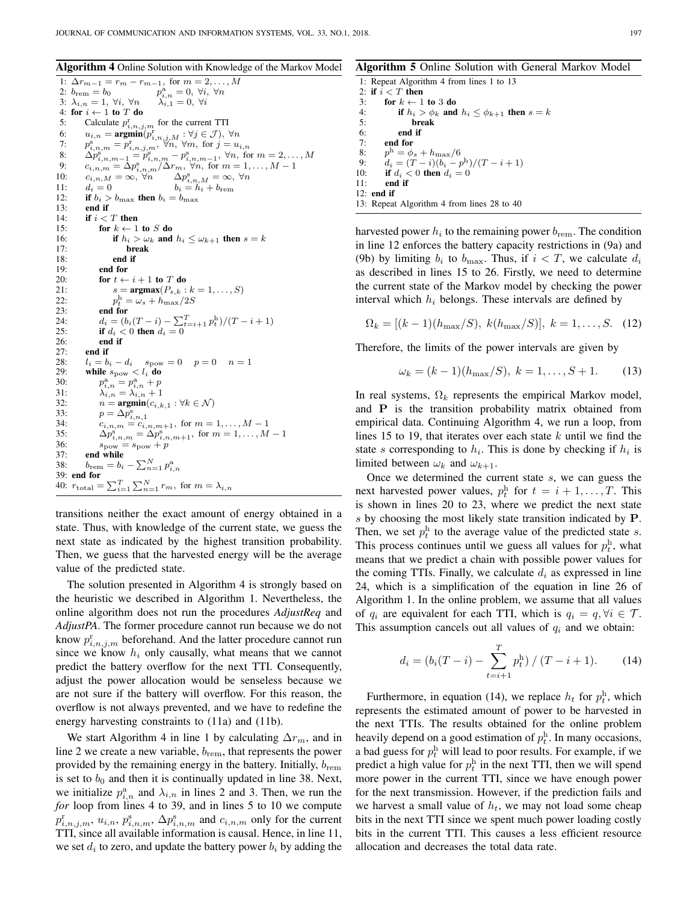**Algorithm 4** Online Solution with Knowledge of the Markov Model

```
1: Δr_{m−1} = r_m − r_{m−1}, for m = 2,...,M
2: b_rem = b_0        p^a_{i,n} = 0, ∀i, ∀n
3: λ_{i,n} = 1, ∀i, ∀n     λ_{i,1} = 0, ∀i
4: for i ← 1 to T do
5:     Calculate p^r_{i,n,j,m} for the current TTI
6:     u_{i,n} = argmin(p^r_{i,n,j,M} : ∀j ∈ J), ∀n
7:     p^s_{i,n,m} = p^r_{i,n,j,m}, ∀n, ∀m, for j = u_{i,n}
8:     Δp^s_{i,n,m−1} = p^s_{i,n,m} − p^s_{i,n,m−1}, ∀n, for m = 2,...,M
9:     c_{i,n,m} = Δp^s_{i,n,m}/Δr_m, ∀n, for m = 1,...,M − 1
10:    c_{i,n,M} = ∞, ∀n      Δp^s_{i,n,M} = ∞, ∀n
11:    d_i = 0                 b_i = h_i + b_rem
12:    if b_i > b_max then b_i = b_max
13:    end if
14:    if i < T then
15:        for k ← 1 to S do
16:            if h_i > ω_k and h_i ≤ ω_{k+1} then s = k
17:                break
18:            end if
19:        end for
20:        for t ← i + 1 to T do
21:            s = argmax(P_{s,k} : k = 1,...,S)
22:            p^h_t = ω_s + h_max/2S
23:        end for
24:        d_i = (b_i(T − i) − Σ_{t=i+1}^{T} p^h_t)/(T − i + 1)
25:        if d_i < 0 then d_i = 0
26:        end if
27:    end if
28:    l_i = b_i − d_i    s_pow = 0    p = 0    n = 1
29:    while s_pow < l_i do
30:        p^a_{i,n} = p^a_{i,n} + p
31:        λ_{i,n} = λ_{i,n} + 1
32:        n = argmin(c_{i,k,1} : ∀k ∈ N)
33:        p = Δp^s_{i,n,1}
34:        c_{i,n,m} = c_{i,n,m+1}, for m = 1,...,M − 1
35:        Δp^s_{i,n,m} = Δp^s_{i,n,m+1}, for m = 1,...,M − 1
36:        s_pow = s_pow + p
37:    end while
38:    b_rem = b_i − Σ_{n=1}^{N} p^a_{i,n}
39: end for
40: r_total = Σ_{i=1}^{T} Σ_{n=1}^{N} r_m, for m = λ_{i,n}
```

transitions neither the exact amount of energy obtained in a state. Thus, with knowledge of the current state, we guess the next state as indicated by the highest transition probability. Then, we guess that the harvested energy will be the average value of the predicted state.

The solution presented in Algorithm 4 is strongly based on the heuristic we described in Algorithm 1. Nevertheless, the online algorithm does not run the procedures *AdjustReq* and *AdjustPA*. The former procedure cannot run because we do not know $p^{\mathrm{r}}_{i,n,j,m}$ beforehand. And the latter procedure cannot run since we know $h_i$ only causally, what means that we cannot predict the battery overflow for the next TTI. Consequently, adjust the power allocation would be senseless because we are not sure if the battery will overflow. For this reason, the overflow is not always prevented, and we have to redefine the energy harvesting constraints to (11a) and (11b).

We start Algorithm 4 in line 1 by calculating $\Delta r_m$, and in line 2 we create a new variable, $b_{\mathrm{rem}}$, that represents the power provided by the remaining energy in the battery. Initially, $b_{\mathrm{rem}}$ is set to $b_0$ and then it is continually updated in line 38. Next, we initialize $p^{\mathrm{a}}_{i,n}$ and $\lambda_{i,n}$ in lines 2 and 3. Then, we run the *for* loop from lines 4 to 39, and in lines 5 to 10 we compute $p^{\mathrm{r}}_{i,n,j,m}$, $u_{i,n}$, $p^{\mathrm{s}}_{i,n,m}$, $\Delta p^{\mathrm{s}}_{i,n,m}$ and $c_{i,n,m}$ only for the current TTI, since all available information is causal. Hence, in line 11, we set $d_i$ to zero, and update the battery power $b_i$ by adding the

**Algorithm 5** Online Solution with General Markov Model

```
1: Repeat Algorithm 4 from lines 1 to 13
2: if i < T then
3:     for k ← 1 to 3 do
4:         if h_i > φ_k and h_i ≤ φ_{k+1} then s = k
5:             break
6:         end if
7:     end for
8:     p^h = φ_s + h_max/6
9:     d_i = (T − i)(b_i − p^h)/(T − i + 1)
10:    if d_i < 0 then d_i = 0
11:    end if
12: end if
13: Repeat Algorithm 4 from lines 28 to 40
```

harvested power $h_i$ to the remaining power $b_{\mathrm{rem}}$. The condition in line 12 enforces the battery capacity restrictions in (9a) and (9b) by limiting $b_i$ to $b_{\max}$. Thus, if $i < T$, we calculate $d_i$ as described in lines 15 to 26. Firstly, we need to determine the current state of the Markov model by checking the power interval which $h_i$ belongs. These intervals are defined by

$$\Omega_k = [(k-1)(h_{\max}/S),\ k(h_{\max}/S)],\ k = 1,\ldots,S. \quad (12)$$

Therefore, the limits of the power intervals are given by

$$\omega_k = (k-1)(h_{\max}/S),\ k = 1,\ldots,S+1. \quad (13)$$

In real systems, $\Omega_k$ represents the empirical Markov model, and $\mathbf{P}$ is the transition probability matrix obtained from empirical data. Continuing Algorithm 4, we run a loop, from lines 15 to 19, that iterates over each state $k$ until we find the state $s$ corresponding to $h_i$. This is done by checking if $h_i$ is limited between $\omega_k$ and $\omega_{k+1}$.

Once we determined the current state $s$, we can guess the next harvested power values, $p^{\mathrm{h}}_t$ for $t = i+1,\ldots,T$. This is shown in lines 20 to 23, where we predict the next state $s$ by choosing the most likely state transition indicated by $\mathbf{P}$. Then, we set $p^{\mathrm{h}}_t$ to the average value of the predicted state $s$. This process continues until we guess all values for $p^{\mathrm{h}}_t$, what means that we predict a chain with possible power values for the coming TTIs. Finally, we calculate $d_i$ as expressed in line 24, which is a simplification of the equation in line 26 of Algorithm 1. In the online problem, we assume that all values of $q_i$ are equivalent for each TTI, which is $q_i = q, \forall i \in \mathcal{T}$. This assumption cancels out all values of $q_i$ and we obtain:

$$d_i = (b_i(T-i) - \sum_{t=i+1}^{T} p^{\mathrm{h}}_t)\,/\,(T-i+1). \quad (14)$$

Furthermore, in equation (14), we replace $h_t$ for $p^{\mathrm{h}}_t$, which represents the estimated amount of power to be harvested in the next TTIs. The results obtained for the online problem heavily depend on a good estimation of $p^{\mathrm{h}}_t$. In many occasions, a bad guess for $p^{\mathrm{h}}_t$ will lead to poor results. For example, if we predict a high value for $p^{\mathrm{h}}_t$ in the next TTI, then we will spend more power in the current TTI, since we have enough power for the next transmission. However, if the prediction fails and we harvest a small value of $h_t$, we may not load some cheap bits in the next TTI since we spent much power loading costly bits in the current TTI. This causes a less efficient resource allocation and decreases the total data rate.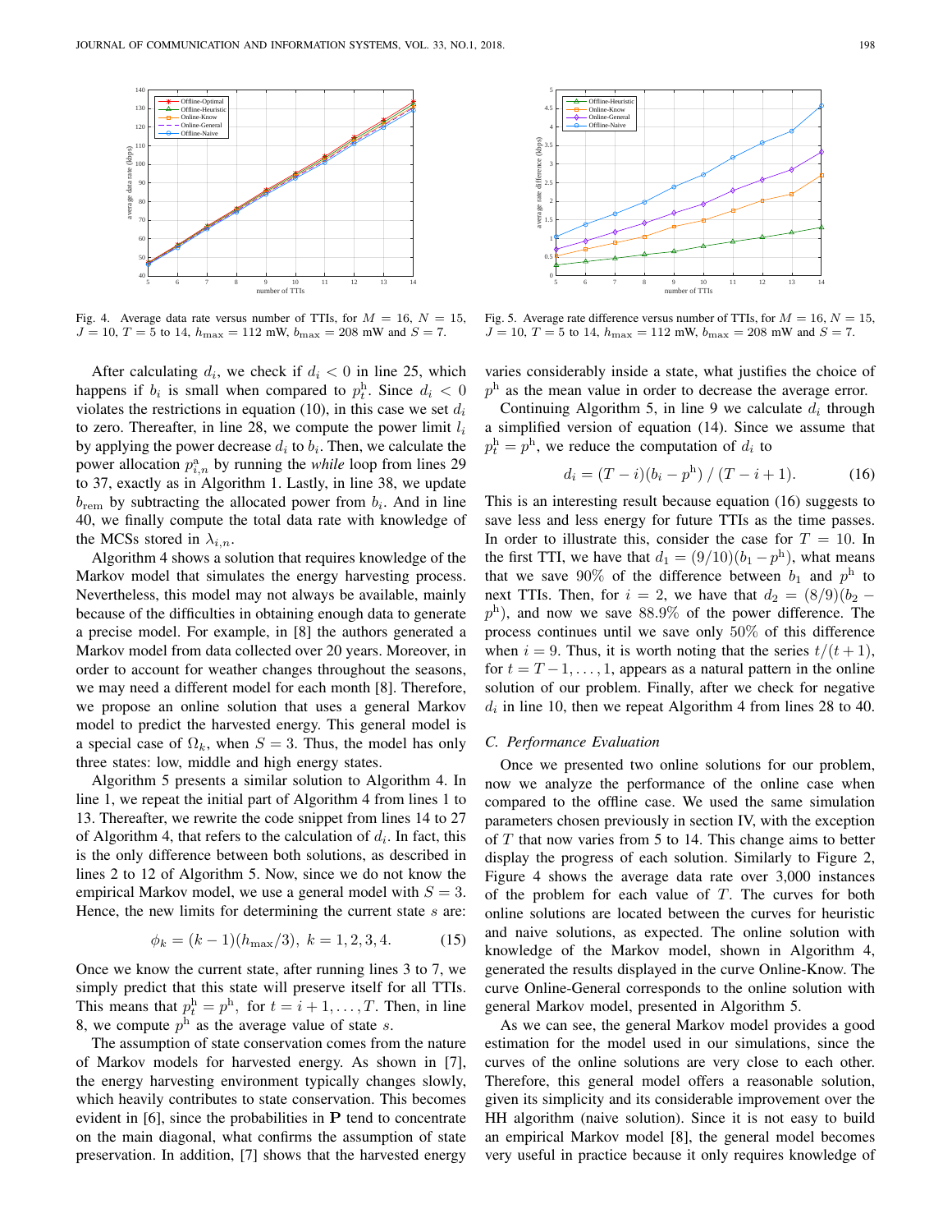Fig. 4. Average data rate versus number of TTIs, for $M = 16$, $N = 15$, $J = 10$, $T = 5$ to 14, $h_{\max} = 112$ mW, $b_{\max} = 208$ mW and $S = 7$.

Fig. 5. Average rate difference versus number of TTIs, for $M = 16$, $N = 15$, $J = 10$, $T = 5$ to 14, $h_{\max} = 112$ mW, $b_{\max} = 208$ mW and $S = 7$.

After calculating $d_i$, we check if $d_i < 0$ in line 25, which happens if $b_i$ is small when compared to $p_t^{\mathrm{h}}$. Since $d_i < 0$ violates the restrictions in equation (10), in this case we set $d_i$ to zero. Thereafter, in line 28, we compute the power limit $l_i$ by applying the power decrease $d_i$ to $b_i$. Then, we calculate the power allocation $p_{i,n}^{\mathrm{a}}$ by running the *while* loop from lines 29 to 37, exactly as in Algorithm 1. Lastly, in line 38, we update $b_{\mathrm{rem}}$ by subtracting the allocated power from $b_i$. And in line 40, we finally compute the total data rate with knowledge of the MCSs stored in $\lambda_{i,n}$.

Algorithm 4 shows a solution that requires knowledge of the Markov model that simulates the energy harvesting process. Nevertheless, this model may not always be available, mainly because of the difficulties in obtaining enough data to generate a precise model. For example, in [8] the authors generated a Markov model from data collected over 20 years. Moreover, in order to account for weather changes throughout the seasons, we may need a different model for each month [8]. Therefore, we propose an online solution that uses a general Markov model to predict the harvested energy. This general model is a special case of $\Omega_k$, when $S = 3$. Thus, the model has only three states: low, middle and high energy states.

Algorithm 5 presents a similar solution to Algorithm 4. In line 1, we repeat the initial part of Algorithm 4 from lines 1 to 13. Thereafter, we rewrite the code snippet from lines 14 to 27 of Algorithm 4, that refers to the calculation of $d_i$. In fact, this is the only difference between both solutions, as described in lines 2 to 12 of Algorithm 5. Now, since we do not know the empirical Markov model, we use a general model with $S = 3$. Hence, the new limits for determining the current state $s$ are:

$$\phi_k = (k-1)(h_{\max}/3),\ k = 1, 2, 3, 4. \tag{15}$$

Once we know the current state, after running lines 3 to 7, we simply predict that this state will preserve itself for all TTIs. This means that $p_t^{\mathrm{h}} = p^{\mathrm{h}},\ \text{for}\ t = i+1, \ldots, T$. Then, in line 8, we compute $p^{\mathrm{h}}$ as the average value of state $s$.

The assumption of state conservation comes from the nature of Markov models for harvested energy. As shown in [7], the energy harvesting environment typically changes slowly, which heavily contributes to state conservation. This becomes evident in [6], since the probabilities in $\mathbf{P}$ tend to concentrate on the main diagonal, what confirms the assumption of state preservation. In addition, [7] shows that the harvested energy varies considerably inside a state, what justifies the choice of $p^{\mathrm{h}}$ as the mean value in order to decrease the average error.

Continuing Algorithm 5, in line 9 we calculate $d_i$ through a simplified version of equation (14). Since we assume that $p_t^{\mathrm{h}} = p^{\mathrm{h}}$, we reduce the computation of $d_i$ to

$$d_i = (T-i)(b_i - p^{\mathrm{h}}) \,/\, (T-i+1). \tag{16}$$

This is an interesting result because equation (16) suggests to save less and less energy for future TTIs as the time passes. In order to illustrate this, consider the case for $T = 10$. In the first TTI, we have that $d_1 = (9/10)(b_1 - p^{\mathrm{h}})$, what means that we save 90% of the difference between $b_1$ and $p^{\mathrm{h}}$ to next TTIs. Then, for $i = 2$, we have that $d_2 = (8/9)(b_2 - p^{\mathrm{h}})$, and now we save 88.9% of the power difference. The process continues until we save only 50% of this difference when $i = 9$. Thus, it is worth noting that the series $t/(t+1)$, for $t = T-1, \ldots, 1$, appears as a natural pattern in the online solution of our problem. Finally, after we check for negative $d_i$ in line 10, then we repeat Algorithm 4 from lines 28 to 40.

### C. Performance Evaluation

Once we presented two online solutions for our problem, now we analyze the performance of the online case when compared to the offline case. We used the same simulation parameters chosen previously in section IV, with the exception of $T$ that now varies from 5 to 14. This change aims to better display the progress of each solution. Similarly to Figure 2, Figure 4 shows the average data rate over 3,000 instances of the problem for each value of $T$. The curves for both online solutions are located between the curves for heuristic and naive solutions, as expected. The online solution with knowledge of the Markov model, shown in Algorithm 4, generated the results displayed in the curve Online-Know. The curve Online-General corresponds to the online solution with general Markov model, presented in Algorithm 5.

As we can see, the general Markov model provides a good estimation for the model used in our simulations, since the curves of the online solutions are very close to each other. Therefore, this general model offers a reasonable solution, given its simplicity and its considerable improvement over the HH algorithm (naive solution). Since it is not easy to build an empirical Markov model [8], the general model becomes very useful in practice because it only requires knowledge of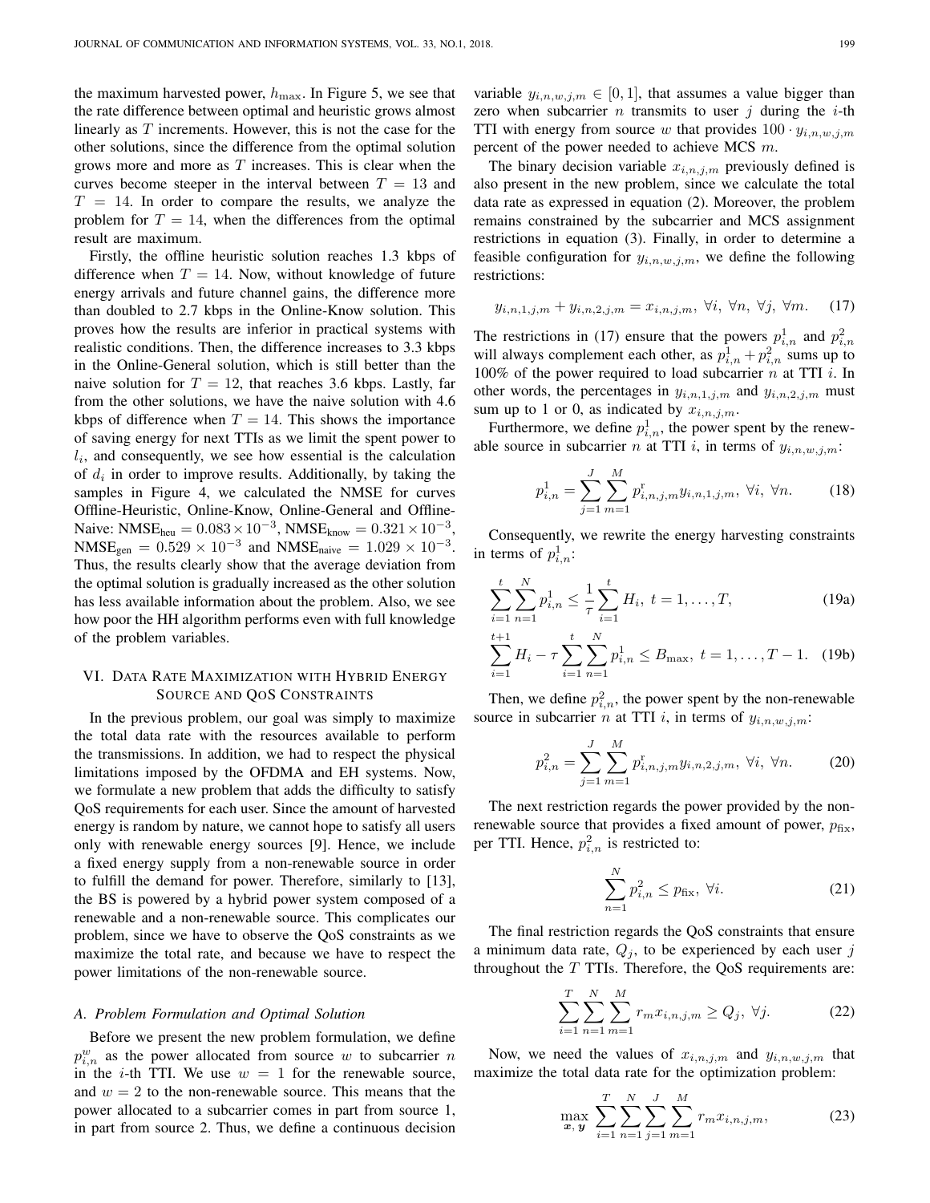the maximum harvested power, $h_{\max}$. In Figure 5, we see that the rate difference between optimal and heuristic grows almost linearly as $T$ increments. However, this is not the case for the other solutions, since the difference from the optimal solution grows more and more as $T$ increases. This is clear when the curves become steeper in the interval between $T = 13$ and $T = 14$. In order to compare the results, we analyze the problem for $T = 14$, when the differences from the optimal result are maximum.

Firstly, the offline heuristic solution reaches 1.3 kbps of difference when $T = 14$. Now, without knowledge of future energy arrivals and future channel gains, the difference more than doubled to 2.7 kbps in the Online-Know solution. This proves how the results are inferior in practical systems with realistic conditions. Then, the difference increases to 3.3 kbps in the Online-General solution, which is still better than the naive solution for $T = 12$, that reaches 3.6 kbps. Lastly, far from the other solutions, we have the naive solution with 4.6 kbps of difference when $T = 14$. This shows the importance of saving energy for next TTIs as we limit the spent power to $l_i$, and consequently, we see how essential is the calculation of $d_i$ in order to improve results. Additionally, by taking the samples in Figure 4, we calculated the NMSE for curves Offline-Heuristic, Online-Know, Online-General and Offline-Naive: $\text{NMSE}_{\text{heu}} = 0.083 \times 10^{-3}$, $\text{NMSE}_{\text{know}} = 0.321 \times 10^{-3}$, $\text{NMSE}_{\text{gen}} = 0.529 \times 10^{-3}$ and $\text{NMSE}_{\text{naive}} = 1.029 \times 10^{-3}$. Thus, the results clearly show that the average deviation from the optimal solution is gradually increased as the other solution has less available information about the problem. Also, we see how poor the HH algorithm performs even with full knowledge of the problem variables.

## VI. Data Rate Maximization with Hybrid Energy Source and QoS Constraints

In the previous problem, our goal was simply to maximize the total data rate with the resources available to perform the transmissions. In addition, we had to respect the physical limitations imposed by the OFDMA and EH systems. Now, we formulate a new problem that adds the difficulty to satisfy QoS requirements for each user. Since the amount of harvested energy is random by nature, we cannot hope to satisfy all users only with renewable energy sources [9]. Hence, we include a fixed energy supply from a non-renewable source in order to fulfill the demand for power. Therefore, similarly to [13], the BS is powered by a hybrid power system composed of a renewable and a non-renewable source. This complicates our problem, since we have to observe the QoS constraints as we maximize the total rate, and because we have to respect the power limitations of the non-renewable source.

### A. Problem Formulation and Optimal Solution

Before we present the new problem formulation, we define $p_{i,n}^{w}$ as the power allocated from source $w$ to subcarrier $n$ in the $i$-th TTI. We use $w = 1$ for the renewable source, and $w = 2$ to the non-renewable source. This means that the power allocated to a subcarrier comes in part from source 1, in part from source 2. Thus, we define a continuous decision variable $y_{i,n,w,j,m} \in [0, 1]$, that assumes a value bigger than zero when subcarrier $n$ transmits to user $j$ during the $i$-th TTI with energy from source $w$ that provides $100 \cdot y_{i,n,w,j,m}$ percent of the power needed to achieve MCS $m$.

The binary decision variable $x_{i,n,j,m}$ previously defined is also present in the new problem, since we calculate the total data rate as expressed in equation (2). Moreover, the problem remains constrained by the subcarrier and MCS assignment restrictions in equation (3). Finally, in order to determine a feasible configuration for $y_{i,n,w,j,m}$, we define the following restrictions:

$$y_{i,n,1,j,m} + y_{i,n,2,j,m} = x_{i,n,j,m}, \ \forall i, \ \forall n, \ \forall j, \ \forall m. \quad (17)$$

The restrictions in (17) ensure that the powers $p_{i,n}^{1}$ and $p_{i,n}^{2}$ will always complement each other, as $p_{i,n}^{1} + p_{i,n}^{2}$ sums up to 100% of the power required to load subcarrier $n$ at TTI $i$. In other words, the percentages in $y_{i,n,1,j,m}$ and $y_{i,n,2,j,m}$ must sum up to 1 or 0, as indicated by $x_{i,n,j,m}$.

Furthermore, we define $p_{i,n}^{1}$, the power spent by the renewable source in subcarrier $n$ at TTI $i$, in terms of $y_{i,n,w,j,m}$:

$$p_{i,n}^{1} = \sum_{j=1}^{J} \sum_{m=1}^{M} p_{i,n,j,m}^{\text{r}} y_{i,n,1,j,m}, \ \forall i, \ \forall n. \quad (18)$$

Consequently, we rewrite the energy harvesting constraints in terms of $p_{i,n}^{1}$:

$$\sum_{i=1}^{t} \sum_{n=1}^{N} p_{i,n}^{1} \leq \frac{1}{\tau} \sum_{i=1}^{t} H_i, \ t = 1, \ldots, T, \quad (19a)$$

$$\sum_{i=1}^{t+1} H_i - \tau \sum_{i=1}^{t} \sum_{n=1}^{N} p_{i,n}^{1} \leq B_{\max}, \ t = 1, \ldots, T-1. \quad (19b)$$

Then, we define $p_{i,n}^{2}$, the power spent by the non-renewable source in subcarrier $n$ at TTI $i$, in terms of $y_{i,n,w,j,m}$:

$$p_{i,n}^{2} = \sum_{j=1}^{J} \sum_{m=1}^{M} p_{i,n,j,m}^{\text{r}} y_{i,n,2,j,m}, \ \forall i, \ \forall n. \quad (20)$$

The next restriction regards the power provided by the non-renewable source that provides a fixed amount of power, $p_{\text{fix}}$, per TTI. Hence, $p_{i,n}^{2}$ is restricted to:

$$\sum_{n=1}^{N} p_{i,n}^{2} \leq p_{\text{fix}}, \ \forall i. \quad (21)$$

The final restriction regards the QoS constraints that ensure a minimum data rate, $Q_j$, to be experienced by each user $j$ throughout the $T$ TTIs. Therefore, the QoS requirements are:

$$\sum_{i=1}^{T} \sum_{n=1}^{N} \sum_{m=1}^{M} r_m x_{i,n,j,m} \geq Q_j, \ \forall j. \quad (22)$$

Now, we need the values of $x_{i,n,j,m}$ and $y_{i,n,w,j,m}$ that maximize the total data rate for the optimization problem:

$$\max_{\boldsymbol{x}, \, \boldsymbol{y}} \ \sum_{i=1}^{T} \sum_{n=1}^{N} \sum_{j=1}^{J} \sum_{m=1}^{M} r_m x_{i,n,j,m}, \quad (23)$$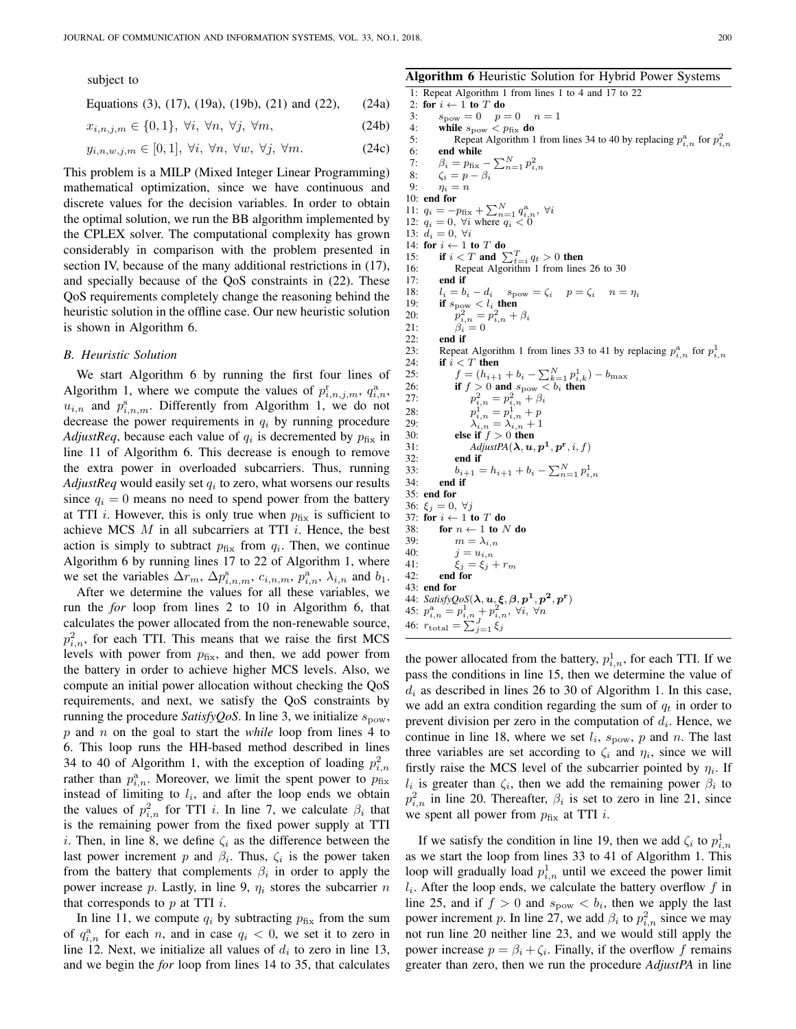subject to

$$\text{Equations (3), (17), (19a), (19b), (21) and (22),} \tag{24a}$$

$$x_{i,n,j,m} \in \{0,1\},\ \forall i,\ \forall n,\ \forall j,\ \forall m, \tag{24b}$$

$$y_{i,n,w,j,m} \in [0,1],\ \forall i,\ \forall n,\ \forall w,\ \forall j,\ \forall m. \tag{24c}$$

This problem is a MILP (Mixed Integer Linear Programming) mathematical optimization, since we have continuous and discrete values for the decision variables. In order to obtain the optimal solution, we run the BB algorithm implemented by the CPLEX solver. The computational complexity has grown considerably in comparison with the problem presented in section IV, because of the many additional restrictions in (17), and specially because of the QoS constraints in (22). These QoS requirements completely change the reasoning behind the heuristic solution in the offline case. Our new heuristic solution is shown in Algorithm 6.

### B. Heuristic Solution

We start Algorithm 6 by running the first four lines of Algorithm 1, where we compute the values of $p^{\mathrm{r}}_{i,n,j,m}$, $q^{\mathrm{a}}_{i,n}$, $u_{i,n}$ and $p^{\mathrm{s}}_{i,n,m}$. Differently from Algorithm 1, we do not decrease the power requirements in $q_i$ by running procedure *AdjustReq*, because each value of $q_i$ is decremented by $p_{\mathrm{fix}}$ in line 11 of Algorithm 6. This decrease is enough to remove the extra power in overloaded subcarriers. Thus, running *AdjustReq* would easily set $q_i$ to zero, what worsens our results since $q_i = 0$ means no need to spend power from the battery at TTI $i$. However, this is only true when $p_{\mathrm{fix}}$ is sufficient to achieve MCS $M$ in all subcarriers at TTI $i$. Hence, the best action is simply to subtract $p_{\mathrm{fix}}$ from $q_i$. Then, we continue Algorithm 6 by running lines 17 to 22 of Algorithm 1, where we set the variables $\Delta r_m$, $\Delta p^{\mathrm{s}}_{i,n,m}$, $c_{i,n,m}$, $p^{\mathrm{a}}_{i,n}$, $\lambda_{i,n}$ and $b_1$.

After we determine the values for all these variables, we run the *for* loop from lines 2 to 10 in Algorithm 6, that calculates the power allocated from the non-renewable source, $p^2_{i,n}$, for each TTI. This means that we raise the first MCS levels with power from $p_{\mathrm{fix}}$, and then, we add power from the battery in order to achieve higher MCS levels. Also, we compute an initial power allocation without checking the QoS requirements, and next, we satisfy the QoS constraints by running the procedure *SatisfyQoS*. In line 3, we initialize $s_{\mathrm{pow}}$, $p$ and $n$ on the goal to start the *while* loop from lines 4 to 6. This loop runs the HH-based method described in lines 34 to 40 of Algorithm 1, with the exception of loading $p^2_{i,n}$ rather than $p^{\mathrm{a}}_{i,n}$. Moreover, we limit the spent power to $p_{\mathrm{fix}}$ instead of limiting to $l_i$, and after the loop ends we obtain the values of $p^2_{i,n}$ for TTI $i$. In line 7, we calculate $\beta_i$ that is the remaining power from the fixed power supply at TTI $i$. Then, in line 8, we define $\zeta_i$ as the difference between the last power increment $p$ and $\beta_i$. Thus, $\zeta_i$ is the power taken from the battery that complements $\beta_i$ in order to apply the power increase $p$. Lastly, in line 9, $\eta_i$ stores the subcarrier $n$ that corresponds to $p$ at TTI $i$.

In line 11, we compute $q_i$ by subtracting $p_{\mathrm{fix}}$ from the sum of $q^{\mathrm{a}}_{i,n}$ for each $n$, and in case $q_i < 0$, we set it to zero in line 12. Next, we initialize all values of $d_i$ to zero in line 13, and we begin the *for* loop from lines 14 to 35, that calculates

**Algorithm 6** Heuristic Solution for Hybrid Power Systems

```
1:  Repeat Algorithm 1 from lines 1 to 4 and 17 to 22
2:  for i ← 1 to T do
3:      s_pow = 0   p = 0   n = 1
4:      while s_pow < p_fix do
5:          Repeat Algorithm 1 from lines 34 to 40 by replacing p^a_{i,n} for p^2_{i,n}
6:      end while
7:      β_i = p_fix − Σ_{n=1}^{N} p^2_{i,n}
8:      ζ_i = p − β_i
9:      η_i = n
10: end for
11: q_i = −p_fix + Σ_{n=1}^{N} q^a_{i,n}, ∀i
12: q_i = 0, ∀i where q_i < 0
13: d_i = 0, ∀i
14: for i ← 1 to T do
15:     if i < T and Σ_{t=i}^{T} q_t > 0 then
16:         Repeat Algorithm 1 from lines 26 to 30
17:     end if
18:     l_i = b_i − d_i   s_pow = ζ_i   p = ζ_i   n = η_i
19:     if s_pow < l_i then
20:         p^2_{i,n} = p^2_{i,n} + β_i
21:         β_i = 0
22:     end if
23:     Repeat Algorithm 1 from lines 33 to 41 by replacing p^a_{i,n} for p^1_{i,n}
24:     if i < T then
25:         f = (h_{i+1} + b_i − Σ_{k=1}^{N} p^1_{i,k}) − b_max
26:         if f > 0 and s_pow < b_i then
27:             p^2_{i,n} = p^2_{i,n} + β_i
28:             p^1_{i,n} = p^1_{i,n} + p
29:             λ_{i,n} = λ_{i,n} + 1
30:         else if f > 0 then
31:             AdjustPA(λ, u, p^1, p^r, i, f)
32:         end if
33:         b_{i+1} = h_{i+1} + b_i − Σ_{n=1}^{N} p^1_{i,n}
34:     end if
35: end for
36: ξ_j = 0, ∀j
37: for i ← 1 to T do
38:     for n ← 1 to N do
39:         m = λ_{i,n}
40:         j = u_{i,n}
41:         ξ_j = ξ_j + r_m
42:     end for
43: end for
44: SatisfyQoS(λ, u, ξ, β, p^1, p^2, p^r)
45: p^a_{i,n} = p^1_{i,n} + p^2_{i,n}, ∀i, ∀n
46: r_total = Σ_{j=1}^{J} ξ_j
```

the power allocated from the battery, $p^1_{i,n}$, for each TTI. If we pass the conditions in line 15, then we determine the value of $d_i$ as described in lines 26 to 30 of Algorithm 1. In this case, we add an extra condition regarding the sum of $q_t$ in order to prevent division per zero in the computation of $d_i$. Hence, we continue in line 18, where we set $l_i$, $s_{\mathrm{pow}}$, $p$ and $n$. The last three variables are set according to $\zeta_i$ and $\eta_i$, since we will firstly raise the MCS level of the subcarrier pointed by $\eta_i$. If $l_i$ is greater than $\zeta_i$, then we add the remaining power $\beta_i$ to $p^2_{i,n}$ in line 20. Thereafter, $\beta_i$ is set to zero in line 21, since we spent all power from $p_{\mathrm{fix}}$ at TTI $i$.

If we satisfy the condition in line 19, then we add $\zeta_i$ to $p^1_{i,n}$ as we start the loop from lines 33 to 41 of Algorithm 1. This loop will gradually load $p^1_{i,n}$ until we exceed the power limit $l_i$. After the loop ends, we calculate the battery overflow $f$ in line 25, and if $f > 0$ and $s_{\mathrm{pow}} < b_i$, then we apply the last power increment $p$. In line 27, we add $\beta_i$ to $p^2_{i,n}$ since we may not run line 20 neither line 23, and we would still apply the power increase $p = \beta_i + \zeta_i$. Finally, if the overflow $f$ remains greater than zero, then we run the procedure *AdjustPA* in line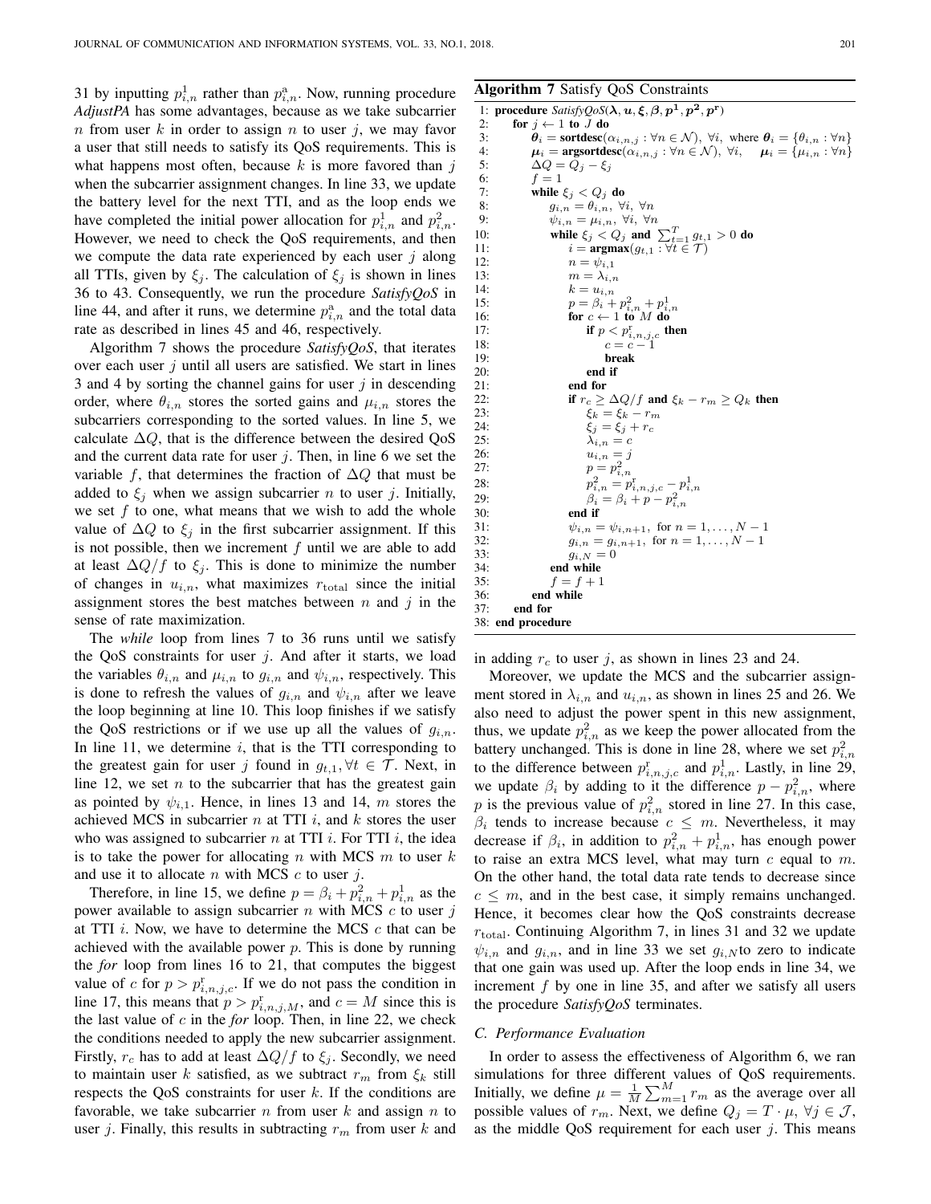31 by inputting $p^1_{i,n}$ rather than $p^a_{i,n}$. Now, running procedure *AdjustPA* has some advantages, because as we take subcarrier $n$ from user $k$ in order to assign $n$ to user $j$, we may favor a user that still needs to satisfy its QoS requirements. This is what happens most often, because $k$ is more favored than $j$ when the subcarrier assignment changes. In line 33, we update the battery level for the next TTI, and as the loop ends we have completed the initial power allocation for $p^1_{i,n}$ and $p^2_{i,n}$. However, we need to check the QoS requirements, and then we compute the data rate experienced by each user $j$ along all TTIs, given by $\xi_j$. The calculation of $\xi_j$ is shown in lines 36 to 43. Consequently, we run the procedure *SatisfyQoS* in line 44, and after it runs, we determine $p^a_{i,n}$ and the total data rate as described in lines 45 and 46, respectively.

Algorithm 7 shows the procedure *SatisfyQoS*, that iterates over each user $j$ until all users are satisfied. We start in lines 3 and 4 by sorting the channel gains for user $j$ in descending order, where $\theta_{i,n}$ stores the sorted gains and $\mu_{i,n}$ stores the subcarriers corresponding to the sorted values. In line 5, we calculate $\Delta Q$, that is the difference between the desired QoS and the current data rate for user $j$. Then, in line 6 we set the variable $f$, that determines the fraction of $\Delta Q$ that must be added to $\xi_j$ when we assign subcarrier $n$ to user $j$. Initially, we set $f$ to one, what means that we wish to add the whole value of $\Delta Q$ to $\xi_j$ in the first subcarrier assignment. If this is not possible, then we increment $f$ until we are able to add at least $\Delta Q/f$ to $\xi_j$. This is done to minimize the number of changes in $u_{i,n}$, what maximizes $r_{\text{total}}$ since the initial assignment stores the best matches between $n$ and $j$ in the sense of rate maximization.

The *while* loop from lines 7 to 36 runs until we satisfy the QoS constraints for user $j$. And after it starts, we load the variables $\theta_{i,n}$ and $\mu_{i,n}$ to $g_{i,n}$ and $\psi_{i,n}$, respectively. This is done to refresh the values of $g_{i,n}$ and $\psi_{i,n}$ after we leave the loop beginning at line 10. This loop finishes if we satisfy the QoS restrictions or if we use up all the values of $g_{i,n}$. In line 11, we determine $i$, that is the TTI corresponding to the greatest gain for user $j$ found in $g_{t,1}, \forall t \in \mathcal{T}$. Next, in line 12, we set $n$ to the subcarrier that has the greatest gain as pointed by $\psi_{i,1}$. Hence, in lines 13 and 14, $m$ stores the achieved MCS in subcarrier $n$ at TTI $i$, and $k$ stores the user who was assigned to subcarrier $n$ at TTI $i$. For TTI $i$, the idea is to take the power for allocating $n$ with MCS $m$ to user $k$ and use it to allocate $n$ with MCS $c$ to user $j$.

Therefore, in line 15, we define $p = \beta_i + p^2_{i,n} + p^1_{i,n}$ as the power available to assign subcarrier $n$ with MCS $c$ to user $j$ at TTI $i$. Now, we have to determine the MCS $c$ that can be achieved with the available power $p$. This is done by running the *for* loop from lines 16 to 21, that computes the biggest value of $c$ for $p > p^r_{i,n,j,c}$. If we do not pass the condition in line 17, this means that $p > p^r_{i,n,j,M}$, and $c = M$ since this is the last value of $c$ in the *for* loop. Then, in line 22, we check the conditions needed to apply the new subcarrier assignment. Firstly, $r_c$ has to add at least $\Delta Q/f$ to $\xi_j$. Secondly, we need to maintain user $k$ satisfied, as we subtract $r_m$ from $\xi_k$ still respects the QoS constraints for user $k$. If the conditions are favorable, we take subcarrier $n$ from user $k$ and assign $n$ to user $j$. Finally, this results in subtracting $r_m$ from user $k$ and in adding $r_c$ to user $j$, as shown in lines 23 and 24.

**Algorithm 7** Satisfy QoS Constraints

```
1: procedure SatisfyQoS(λ, u, ξ, β, p¹, p², pʳ)
2:   for j ← 1 to J do
3:     θ_i = sortdesc(α_{i,n,j} : ∀n ∈ N), ∀i, where θ_i = {θ_{i,n} : ∀n}
4:     μ_i = argsortdesc(α_{i,n,j} : ∀n ∈ N), ∀i,   μ_i = {μ_{i,n} : ∀n}
5:     ΔQ = Q_j − ξ_j
6:     f = 1
7:     while ξ_j < Q_j do
8:       g_{i,n} = θ_{i,n}, ∀i, ∀n
9:       ψ_{i,n} = μ_{i,n}, ∀i, ∀n
10:      while ξ_j < Q_j and Σ_{t=1}^{T} g_{t,1} > 0 do
11:        i = argmax(g_{t,1} : ∀t ∈ T)
12:        n = ψ_{i,1}
13:        m = λ_{i,n}
14:        k = u_{i,n}
15:        p = β_i + p²_{i,n} + p¹_{i,n}
16:        for c ← 1 to M do
17:          if p < pʳ_{i,n,j,c} then
18:            c = c − 1
19:            break
20:          end if
21:        end for
22:        if r_c ≥ ΔQ/f and ξ_k − r_m ≥ Q_k then
23:          ξ_k = ξ_k − r_m
24:          ξ_j = ξ_j + r_c
25:          λ_{i,n} = c
26:          u_{i,n} = j
27:          p = p²_{i,n}
28:          p²_{i,n} = pʳ_{i,n,j,c} − p¹_{i,n}
29:          β_i = β_i + p − p²_{i,n}
30:        end if
31:        ψ_{i,n} = ψ_{i,n+1}, for n = 1,...,N − 1
32:        g_{i,n} = g_{i,n+1}, for n = 1,...,N − 1
33:        g_{i,N} = 0
34:      end while
35:      f = f + 1
36:    end while
37:  end for
38: end procedure
```

Moreover, we update the MCS and the subcarrier assignment stored in $\lambda_{i,n}$ and $u_{i,n}$, as shown in lines 25 and 26. We also need to adjust the power spent in this new assignment, thus, we update $p^2_{i,n}$ as we keep the power allocated from the battery unchanged. This is done in line 28, where we set $p^2_{i,n}$ to the difference between $p^r_{i,n,j,c}$ and $p^1_{i,n}$. Lastly, in line 29, we update $\beta_i$ by adding to it the difference $p - p^2_{i,n}$, where $p$ is the previous value of $p^2_{i,n}$ stored in line 27. In this case, $\beta_i$ tends to increase because $c \leq m$. Nevertheless, it may decrease if $\beta_i$, in addition to $p^2_{i,n} + p^1_{i,n}$, has enough power to raise an extra MCS level, what may turn $c$ equal to $m$. On the other hand, the total data rate tends to decrease since $c \leq m$, and in the best case, it simply remains unchanged. Hence, it becomes clear how the QoS constraints decrease $r_{\text{total}}$. Continuing Algorithm 7, in lines 31 and 32 we update $\psi_{i,n}$ and $g_{i,n}$, and in line 33 we set $g_{i,N}$ to zero to indicate that one gain was used up. After the loop ends in line 34, we increment $f$ by one in line 35, and after we satisfy all users the procedure *SatisfyQoS* terminates.

### C. Performance Evaluation

In order to assess the effectiveness of Algorithm 6, we ran simulations for three different values of QoS requirements. Initially, we define $\mu = \frac{1}{M}\sum_{m=1}^{M} r_m$ as the average over all possible values of $r_m$. Next, we define $Q_j = T \cdot \mu, \forall j \in \mathcal{J}$, as the middle QoS requirement for each user $j$. This means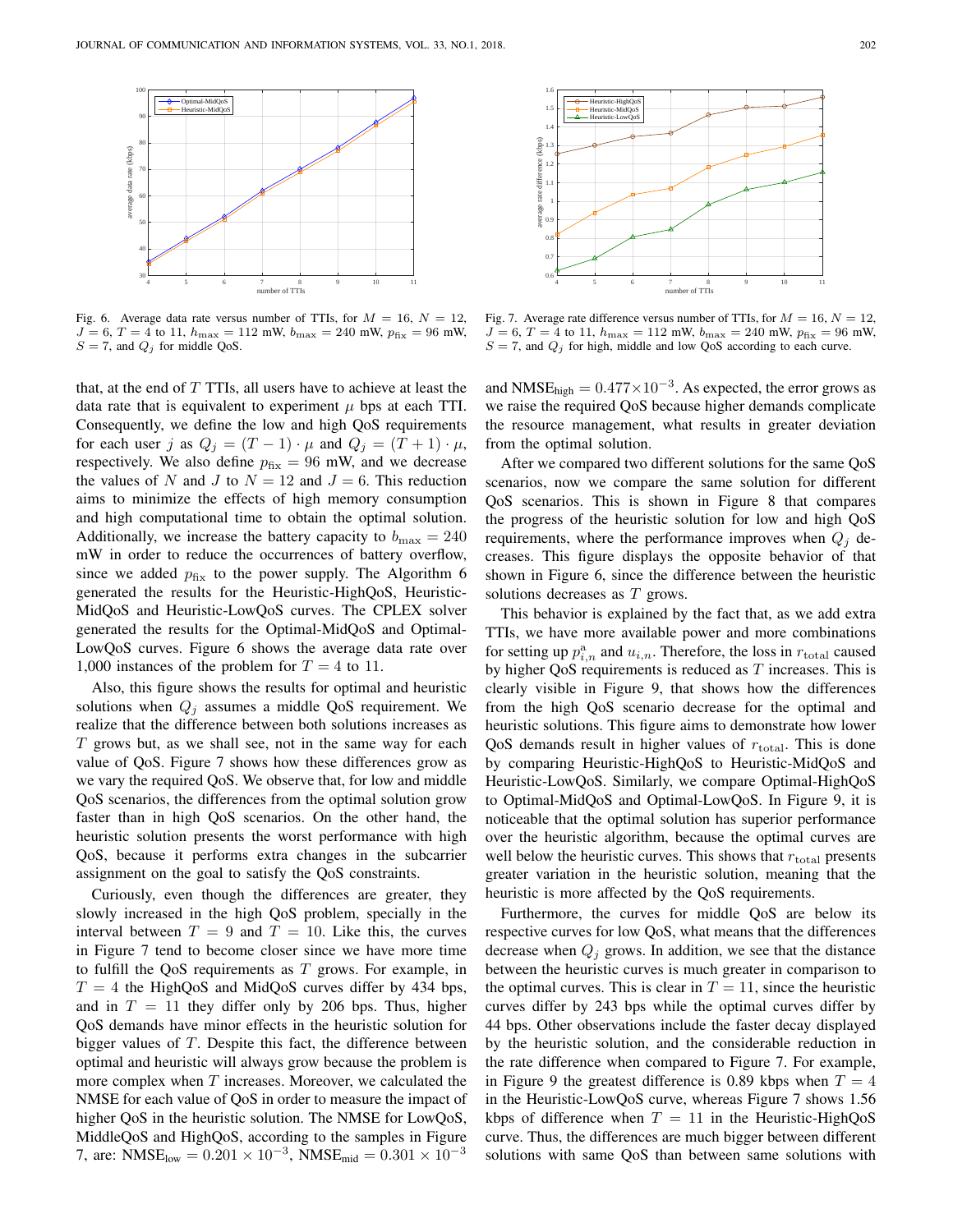Fig. 6. Average data rate versus number of TTIs, for $M = 16$, $N = 12$, $J = 6$, $T = 4$ to 11, $h_{\max} = 112$ mW, $b_{\max} = 240$ mW, $p_{\text{fix}} = 96$ mW, $S = 7$, and $Q_j$ for middle QoS.

Fig. 7. Average rate difference versus number of TTIs, for $M = 16$, $N = 12$, $J = 6$, $T = 4$ to 11, $h_{\max} = 112$ mW, $b_{\max} = 240$ mW, $p_{\text{fix}} = 96$ mW, $S = 7$, and $Q_j$ for high, middle and low QoS according to each curve.

that, at the end of $T$ TTIs, all users have to achieve at least the data rate that is equivalent to experiment $\mu$ bps at each TTI. Consequently, we define the low and high QoS requirements for each user $j$ as $Q_j = (T-1) \cdot \mu$ and $Q_j = (T+1) \cdot \mu$, respectively. We also define $p_{\text{fix}} = 96$ mW, and we decrease the values of $N$ and $J$ to $N = 12$ and $J = 6$. This reduction aims to minimize the effects of high memory consumption and high computational time to obtain the optimal solution. Additionally, we increase the battery capacity to $b_{\max} = 240$ mW in order to reduce the occurrences of battery overflow, since we added $p_{\text{fix}}$ to the power supply. The Algorithm 6 generated the results for the Heuristic-HighQoS, Heuristic-MidQoS and Heuristic-LowQoS curves. The CPLEX solver generated the results for the Optimal-MidQoS and Optimal-LowQoS curves. Figure 6 shows the average data rate over 1,000 instances of the problem for $T = 4$ to 11.

Also, this figure shows the results for optimal and heuristic solutions when $Q_j$ assumes a middle QoS requirement. We realize that the difference between both solutions increases as $T$ grows but, as we shall see, not in the same way for each value of QoS. Figure 7 shows how these differences grow as we vary the required QoS. We observe that, for low and middle QoS scenarios, the differences from the optimal solution grow faster than in high QoS scenarios. On the other hand, the heuristic solution presents the worst performance with high QoS, because it performs extra changes in the subcarrier assignment on the goal to satisfy the QoS constraints.

Curiously, even though the differences are greater, they slowly increased in the high QoS problem, specially in the interval between $T = 9$ and $T = 10$. Like this, the curves in Figure 7 tend to become closer since we have more time to fulfill the QoS requirements as $T$ grows. For example, in $T = 4$ the HighQoS and MidQoS curves differ by 434 bps, and in $T = 11$ they differ only by 206 bps. Thus, higher QoS demands have minor effects in the heuristic solution for bigger values of $T$. Despite this fact, the difference between optimal and heuristic will always grow because the problem is more complex when $T$ increases. Moreover, we calculated the NMSE for each value of QoS in order to measure the impact of higher QoS in the heuristic solution. The NMSE for LowQoS, MiddleQoS and HighQoS, according to the samples in Figure 7, are: $\text{NMSE}_{\text{low}} = 0.201 \times 10^{-3}$, $\text{NMSE}_{\text{mid}} = 0.301 \times 10^{-3}$ and $\text{NMSE}_{\text{high}} = 0.477 \times 10^{-3}$. As expected, the error grows as we raise the required QoS because higher demands complicate the resource management, what results in greater deviation from the optimal solution.

After we compared two different solutions for the same QoS scenarios, now we compare the same solution for different QoS scenarios. This is shown in Figure 8 that compares the progress of the heuristic solution for low and high QoS requirements, where the performance improves when $Q_j$ decreases. This figure displays the opposite behavior of that shown in Figure 6, since the difference between the heuristic solutions decreases as $T$ grows.

This behavior is explained by the fact that, as we add extra TTIs, we have more available power and more combinations for setting up $p^{\text{a}}_{i,n}$ and $u_{i,n}$. Therefore, the loss in $r_{\text{total}}$ caused by higher QoS requirements is reduced as $T$ increases. This is clearly visible in Figure 9, that shows how the differences from the high QoS scenario decrease for the optimal and heuristic solutions. This figure aims to demonstrate how lower QoS demands result in higher values of $r_{\text{total}}$. This is done by comparing Heuristic-HighQoS to Heuristic-MidQoS and Heuristic-LowQoS. Similarly, we compare Optimal-HighQoS to Optimal-MidQoS and Optimal-LowQoS. In Figure 9, it is noticeable that the optimal solution has superior performance over the heuristic algorithm, because the optimal curves are well below the heuristic curves. This shows that $r_{\text{total}}$ presents greater variation in the heuristic solution, meaning that the heuristic is more affected by the QoS requirements.

Furthermore, the curves for middle QoS are below its respective curves for low QoS, what means that the differences decrease when $Q_j$ grows. In addition, we see that the distance between the heuristic curves is much greater in comparison to the optimal curves. This is clear in $T = 11$, since the heuristic curves differ by 243 bps while the optimal curves differ by 44 bps. Other observations include the faster decay displayed by the heuristic solution, and the considerable reduction in the rate difference when compared to Figure 7. For example, in Figure 9 the greatest difference is 0.89 kbps when $T = 4$ in the Heuristic-LowQoS curve, whereas Figure 7 shows 1.56 kbps of difference when $T = 11$ in the Heuristic-HighQoS curve. Thus, the differences are much bigger between different solutions with same QoS than between same solutions with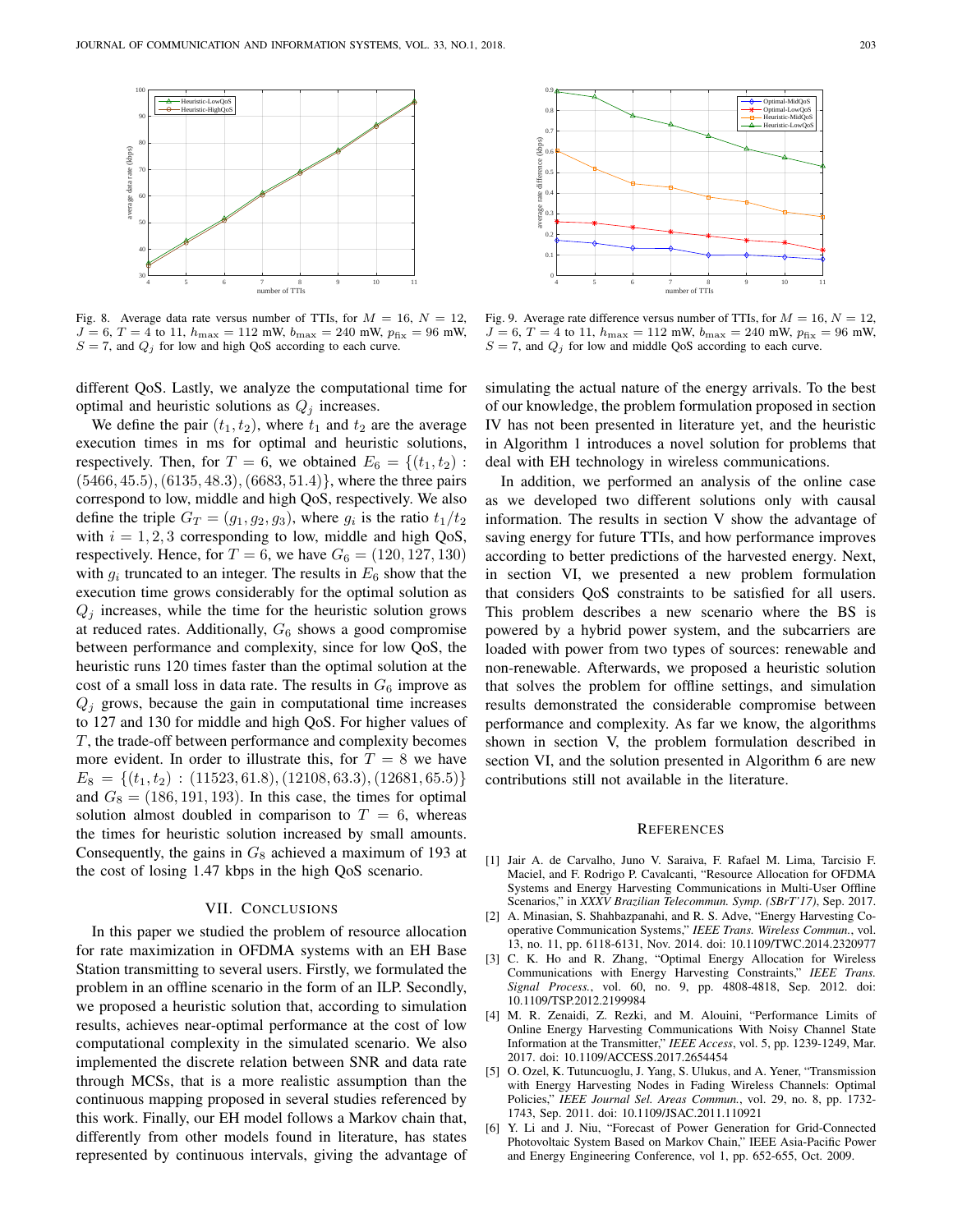Fig. 8. Average data rate versus number of TTIs, for $M = 16$, $N = 12$, $J = 6$, $T = 4$ to 11, $h_{\max} = 112$ mW, $b_{\max} = 240$ mW, $p_{\text{fix}} = 96$ mW, $S = 7$, and $Q_j$ for low and high QoS according to each curve.

Fig. 9. Average rate difference versus number of TTIs, for $M = 16$, $N = 12$, $J = 6$, $T = 4$ to 11, $h_{\max} = 112$ mW, $b_{\max} = 240$ mW, $p_{\text{fix}} = 96$ mW, $S = 7$, and $Q_j$ for low and middle QoS according to each curve.

different QoS. Lastly, we analyze the computational time for optimal and heuristic solutions as $Q_j$ increases.

We define the pair $(t_1, t_2)$, where $t_1$ and $t_2$ are the average execution times in ms for optimal and heuristic solutions, respectively. Then, for $T = 6$, we obtained $E_6 = \{(t_1, t_2) : (5466, 45.5), (6135, 48.3), (6683, 51.4)\}$, where the three pairs correspond to low, middle and high QoS, respectively. We also define the triple $G_T = (g_1, g_2, g_3)$, where $g_i$ is the ratio $t_1/t_2$ with $i = 1, 2, 3$ corresponding to low, middle and high QoS, respectively. Hence, for $T = 6$, we have $G_6 = (120, 127, 130)$ with $g_i$ truncated to an integer. The results in $E_6$ show that the execution time grows considerably for the optimal solution as $Q_j$ increases, while the time for the heuristic solution grows at reduced rates. Additionally, $G_6$ shows a good compromise between performance and complexity, since for low QoS, the heuristic runs 120 times faster than the optimal solution at the cost of a small loss in data rate. The results in $G_6$ improve as $Q_j$ grows, because the gain in computational time increases to 127 and 130 for middle and high QoS. For higher values of $T$, the trade-off between performance and complexity becomes more evident. In order to illustrate this, for $T = 8$ we have $E_8 = \{(t_1, t_2) : (11523, 61.8), (12108, 63.3), (12681, 65.5)\}$ and $G_8 = (186, 191, 193)$. In this case, the times for optimal solution almost doubled in comparison to $T = 6$, whereas the times for heuristic solution increased by small amounts. Consequently, the gains in $G_8$ achieved a maximum of 193 at the cost of losing 1.47 kbps in the high QoS scenario.

## VII. Conclusions

In this paper we studied the problem of resource allocation for rate maximization in OFDMA systems with an EH Base Station transmitting to several users. Firstly, we formulated the problem in an offline scenario in the form of an ILP. Secondly, we proposed a heuristic solution that, according to simulation results, achieves near-optimal performance at the cost of low computational complexity in the simulated scenario. We also implemented the discrete relation between SNR and data rate through MCSs, that is a more realistic assumption than the continuous mapping proposed in several studies referenced by this work. Finally, our EH model follows a Markov chain that, differently from other models found in literature, has states represented by continuous intervals, giving the advantage of simulating the actual nature of the energy arrivals. To the best of our knowledge, the problem formulation proposed in section IV has not been presented in literature yet, and the heuristic in Algorithm 1 introduces a novel solution for problems that deal with EH technology in wireless communications.

In addition, we performed an analysis of the online case as we developed two different solutions only with causal information. The results in section V show the advantage of saving energy for future TTIs, and how performance improves according to better predictions of the harvested energy. Next, in section VI, we presented a new problem formulation that considers QoS constraints to be satisfied for all users. This problem describes a new scenario where the BS is powered by a hybrid power system, and the subcarriers are loaded with power from two types of sources: renewable and non-renewable. Afterwards, we proposed a heuristic solution that solves the problem for offline settings, and simulation results demonstrated the considerable compromise between performance and complexity. As far we know, the algorithms shown in section V, the problem formulation described in section VI, and the solution presented in Algorithm 6 are new contributions still not available in the literature.

## References

[1] Jair A. de Carvalho, Juno V. Saraiva, F. Rafael M. Lima, Tarcisio F. Maciel, and F. Rodrigo P. Cavalcanti, "Resource Allocation for OFDMA Systems and Energy Harvesting Communications in Multi-User Offline Scenarios," in *XXXV Brazilian Telecommun. Symp. (SBrT'17)*, Sep. 2017.

[2] A. Minasian, S. Shahbazpanahi, and R. S. Adve, "Energy Harvesting Cooperative Communication Systems," *IEEE Trans. Wireless Commun.*, vol. 13, no. 11, pp. 6118-6131, Nov. 2014. doi: 10.1109/TWC.2014.2320977

[3] C. K. Ho and R. Zhang, "Optimal Energy Allocation for Wireless Communications with Energy Harvesting Constraints," *IEEE Trans. Signal Process.*, vol. 60, no. 9, pp. 4808-4818, Sep. 2012. doi: 10.1109/TSP.2012.2199984

[4] M. R. Zenaidi, Z. Rezki, and M. Alouini, "Performance Limits of Online Energy Harvesting Communications With Noisy Channel State Information at the Transmitter," *IEEE Access*, vol. 5, pp. 1239-1249, Mar. 2017. doi: 10.1109/ACCESS.2017.2654454

[5] O. Ozel, K. Tutuncuoglu, J. Yang, S. Ulukus, and A. Yener, "Transmission with Energy Harvesting Nodes in Fading Wireless Channels: Optimal Policies," *IEEE Journal Sel. Areas Commun.*, vol. 29, no. 8, pp. 1732-1743, Sep. 2011. doi: 10.1109/JSAC.2011.110921

[6] Y. Li and J. Niu, "Forecast of Power Generation for Grid-Connected Photovoltaic System Based on Markov Chain," IEEE Asia-Pacific Power and Energy Engineering Conference, vol 1, pp. 652-655, Oct. 2009.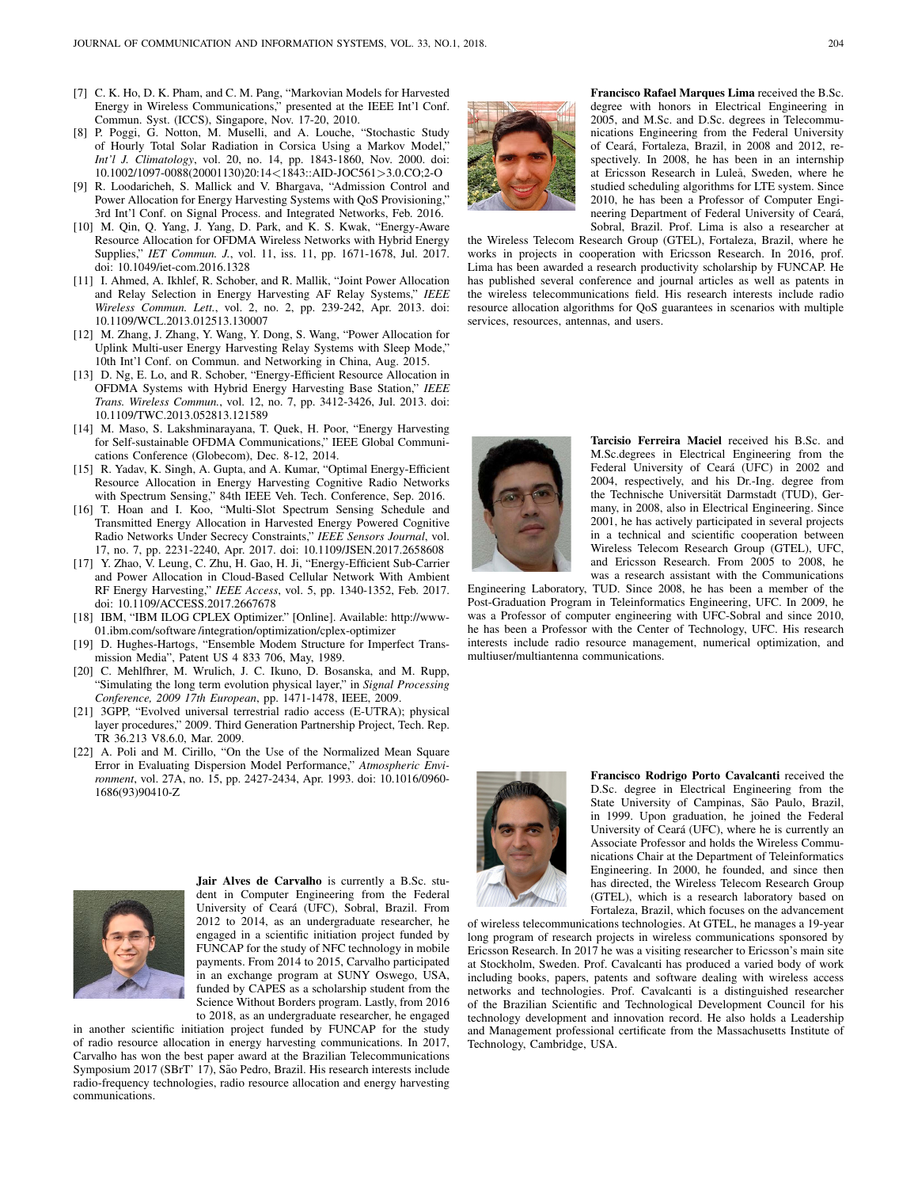[7] C. K. Ho, D. K. Pham, and C. M. Pang, "Markovian Models for Harvested Energy in Wireless Communications," presented at the IEEE Int'l Conf. Commun. Syst. (ICCS), Singapore, Nov. 17-20, 2010.

[8] P. Poggi, G. Notton, M. Muselli, and A. Louche, "Stochastic Study of Hourly Total Solar Radiation in Corsica Using a Markov Model," *Int'l J. Climatology*, vol. 20, no. 14, pp. 1843-1860, Nov. 2000. doi: 10.1002/1097-0088(20001130)20:14<1843::AID-JOC561>3.0.CO;2-O

[9] R. Loodaricheh, S. Mallick and V. Bhargava, "Admission Control and Power Allocation for Energy Harvesting Systems with QoS Provisioning," 3rd Int'l Conf. on Signal Process. and Integrated Networks, Feb. 2016.

[10] M. Qin, Q. Yang, J. Yang, D. Park, and K. S. Kwak, "Energy-Aware Resource Allocation for OFDMA Wireless Networks with Hybrid Energy Supplies," *IET Commun. J.*, vol. 11, iss. 11, pp. 1671-1678, Jul. 2017. doi: 10.1049/iet-com.2016.1328

[11] I. Ahmed, A. Ikhlef, R. Schober, and R. Mallik, "Joint Power Allocation and Relay Selection in Energy Harvesting AF Relay Systems," *IEEE Wireless Commun. Lett.*, vol. 2, no. 2, pp. 239-242, Apr. 2013. doi: 10.1109/WCL.2013.012513.130007

[12] M. Zhang, J. Zhang, Y. Wang, Y. Dong, S. Wang, "Power Allocation for Uplink Multi-user Energy Harvesting Relay Systems with Sleep Mode," 10th Int'l Conf. on Commun. and Networking in China, Aug. 2015.

[13] D. Ng, E. Lo, and R. Schober, "Energy-Efficient Resource Allocation in OFDMA Systems with Hybrid Energy Harvesting Base Station," *IEEE Trans. Wireless Commun.*, vol. 12, no. 7, pp. 3412-3426, Jul. 2013. doi: 10.1109/TWC.2013.052813.121589

[14] M. Maso, S. Lakshminarayana, T. Quek, H. Poor, "Energy Harvesting for Self-sustainable OFDMA Communications," IEEE Global Communications Conference (Globecom), Dec. 8-12, 2014.

[15] R. Yadav, K. Singh, A. Gupta, and A. Kumar, "Optimal Energy-Efficient Resource Allocation in Energy Harvesting Cognitive Radio Networks with Spectrum Sensing," 84th IEEE Veh. Tech. Conference, Sep. 2016.

[16] T. Hoan and I. Koo, "Multi-Slot Spectrum Sensing Schedule and Transmitted Energy Allocation in Harvested Energy Powered Cognitive Radio Networks Under Secrecy Constraints," *IEEE Sensors Journal*, vol. 17, no. 7, pp. 2231-2240, Apr. 2017. doi: 10.1109/JSEN.2017.2658608

[17] Y. Zhao, V. Leung, C. Zhu, H. Gao, H. Ji, "Energy-Efficient Sub-Carrier and Power Allocation in Cloud-Based Cellular Network With Ambient RF Energy Harvesting," *IEEE Access*, vol. 5, pp. 1340-1352, Feb. 2017. doi: 10.1109/ACCESS.2017.2667678

[18] IBM, "IBM ILOG CPLEX Optimizer." [Online]. Available: http://www-01.ibm.com/software /integration/optimization/cplex-optimizer

[19] D. Hughes-Hartogs, "Ensemble Modem Structure for Imperfect Transmission Media", Patent US 4 833 706, May, 1989.

[20] C. Mehlfhrer, M. Wrulich, J. C. Ikuno, D. Bosanska, and M. Rupp, "Simulating the long term evolution physical layer," in *Signal Processing Conference, 2009 17th European*, pp. 1471-1478, IEEE, 2009.

[21] 3GPP, "Evolved universal terrestrial radio access (E-UTRA); physical layer procedures," 2009. Third Generation Partnership Project, Tech. Rep. TR 36.213 V8.6.0, Mar. 2009.

[22] A. Poli and M. Cirillo, "On the Use of the Normalized Mean Square Error in Evaluating Dispersion Model Performance," *Atmospheric Environment*, vol. 27A, no. 15, pp. 2427-2434, Apr. 1993. doi: 10.1016/0960-1686(93)90410-Z

**Jair Alves de Carvalho** is currently a B.Sc. student in Computer Engineering from the Federal University of Ceará (UFC), Sobral, Brazil. From 2012 to 2014, as an undergraduate researcher, he engaged in a scientific initiation project funded by FUNCAP for the study of NFC technology in mobile payments. From 2014 to 2015, Carvalho participated in an exchange program at SUNY Oswego, USA, funded by CAPES as a scholarship student from the Science Without Borders program. Lastly, from 2016 to 2018, as an undergraduate researcher, he engaged in another scientific initiation project funded by FUNCAP for the study of radio resource allocation in energy harvesting communications. In 2017, Carvalho has won the best paper award at the Brazilian Telecommunications Symposium 2017 (SBrT' 17), São Pedro, Brazil. His research interests include radio-frequency technologies, radio resource allocation and energy harvesting communications.

**Francisco Rafael Marques Lima** received the B.Sc. degree with honors in Electrical Engineering in 2005, and M.Sc. and D.Sc. degrees in Telecommunications Engineering from the Federal University of Ceará, Fortaleza, Brazil, in 2008 and 2012, respectively. In 2008, he has been in an internship at Ericsson Research in Luleå, Sweden, where he studied scheduling algorithms for LTE system. Since 2010, he has been a Professor of Computer Engineering Department of Federal University of Ceará, Sobral, Brazil. Prof. Lima is also a researcher at the Wireless Telecom Research Group (GTEL), Fortaleza, Brazil, where he works in projects in cooperation with Ericsson Research. In 2016, prof. Lima has been awarded a research productivity scholarship by FUNCAP. He has published several conference and journal articles as well as patents in the wireless telecommunications field. His research interests include radio resource allocation algorithms for QoS guarantees in scenarios with multiple services, resources, antennas, and users.

**Tarcisio Ferreira Maciel** received his B.Sc. and M.Sc.degrees in Electrical Engineering from the Federal University of Ceará (UFC) in 2002 and 2004, respectively, and his Dr.-Ing. degree from the Technische Universität Darmstadt (TUD), Germany, in 2008, also in Electrical Engineering. Since 2001, he has actively participated in several projects in a technical and scientific cooperation between Wireless Telecom Research Group (GTEL), UFC, and Ericsson Research. From 2005 to 2008, he was a research assistant with the Communications Engineering Laboratory, TUD. Since 2008, he has been a member of the Post-Graduation Program in Teleinformatics Engineering, UFC. In 2009, he was a Professor of computer engineering with UFC-Sobral and since 2010, he has been a Professor with the Center of Technology, UFC. His research interests include radio resource management, numerical optimization, and multiuser/multiantenna communications.

**Francisco Rodrigo Porto Cavalcanti** received the D.Sc. degree in Electrical Engineering from the State University of Campinas, São Paulo, Brazil, in 1999. Upon graduation, he joined the Federal University of Ceará (UFC), where he is currently an Associate Professor and holds the Wireless Communications Chair at the Department of Teleinformatics Engineering. In 2000, he founded, and since then has directed, the Wireless Telecom Research Group (GTEL), which is a research laboratory based on Fortaleza, Brazil, which focuses on the advancement of wireless telecommunications technologies. At GTEL, he manages a 19-year long program of research projects in wireless communications sponsored by Ericsson Research. In 2017 he was a visiting researcher to Ericsson's main site at Stockholm, Sweden. Prof. Cavalcanti has produced a varied body of work including books, papers, patents and software dealing with wireless access networks and technologies. Prof. Cavalcanti is a distinguished researcher of the Brazilian Scientific and Technological Development Council for his technology development and innovation record. He also holds a Leadership and Management professional certificate from the Massachusetts Institute of Technology, Cambridge, USA.